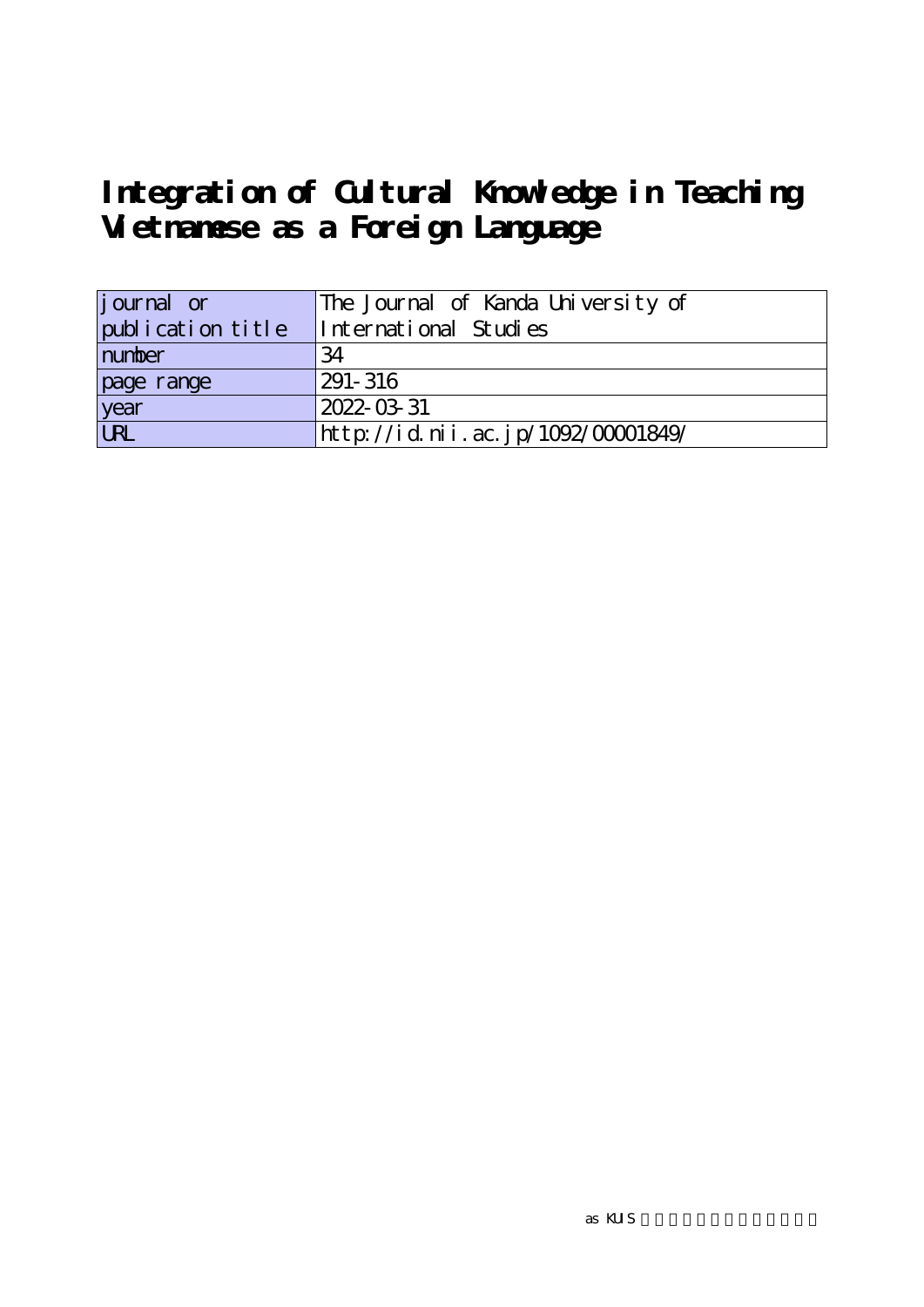# Integration of Cultural Knowledge in Teaching Vietnamese as a Foreign Language

| journal or publication title | The Journal of Kanda University of International Studies |
| --- | --- |
| number | 34 |
| page range | 291-316 |
| year | 2022-03-31 |
| URL | http://id.nii.ac.jp/1092/00001849/ |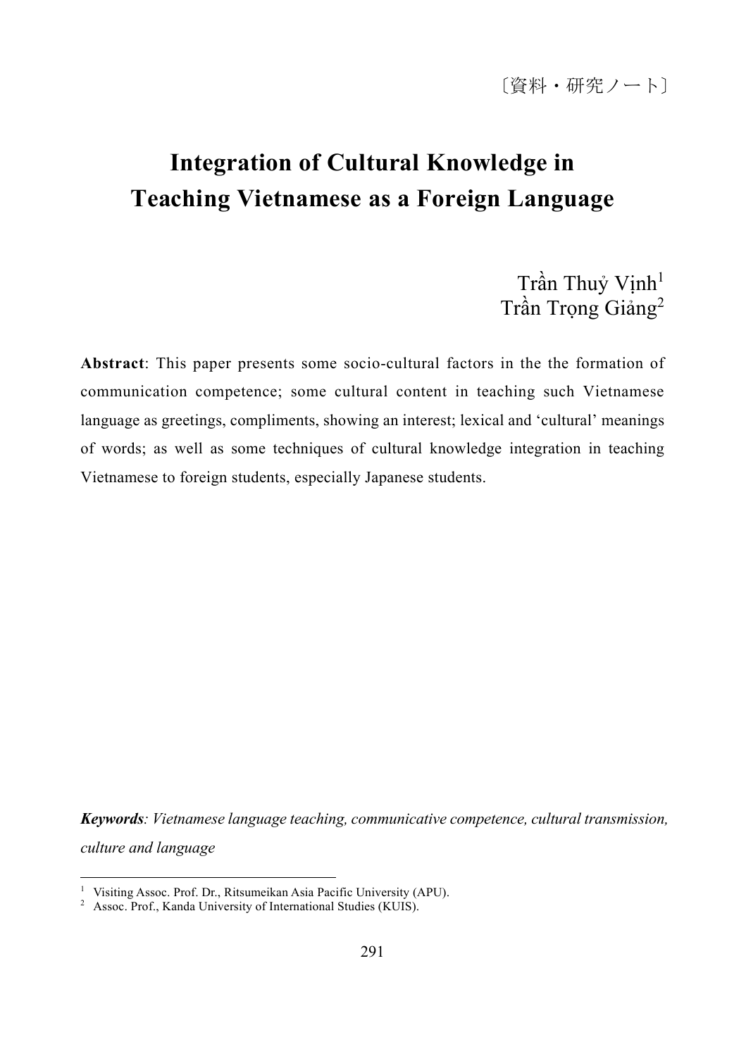〔資料・研究ノート〕

# Integration of Cultural Knowledge in Teaching Vietnamese as a Foreign Language

Trần Thuỷ Vịnh[1]
Trần Trọng Giảng[2]

**Abstract**: This paper presents some socio-cultural factors in the the formation of communication competence; some cultural content in teaching such Vietnamese language as greetings, compliments, showing an interest; lexical and 'cultural' meanings of words; as well as some techniques of cultural knowledge integration in teaching Vietnamese to foreign students, especially Japanese students.

***Keywords**: Vietnamese language teaching, communicative competence, cultural transmission, culture and language*

---

[1] Visiting Assoc. Prof. Dr., Ritsumeikan Asia Pacific University (APU).

[2] Assoc. Prof., Kanda University of International Studies (KUIS).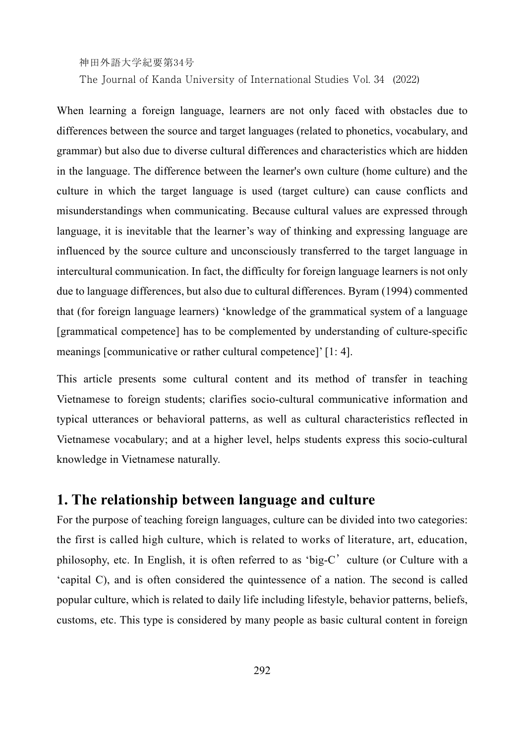When learning a foreign language, learners are not only faced with obstacles due to differences between the source and target languages (related to phonetics, vocabulary, and grammar) but also due to diverse cultural differences and characteristics which are hidden in the language. The difference between the learner's own culture (home culture) and the culture in which the target language is used (target culture) can cause conflicts and misunderstandings when communicating. Because cultural values are expressed through language, it is inevitable that the learner's way of thinking and expressing language are influenced by the source culture and unconsciously transferred to the target language in intercultural communication. In fact, the difficulty for foreign language learners is not only due to language differences, but also due to cultural differences. Byram (1994) commented that (for foreign language learners) 'knowledge of the grammatical system of a language [grammatical competence] has to be complemented by understanding of culture-specific meanings [communicative or rather cultural competence]' [1: 4].

This article presents some cultural content and its method of transfer in teaching Vietnamese to foreign students; clarifies socio-cultural communicative information and typical utterances or behavioral patterns, as well as cultural characteristics reflected in Vietnamese vocabulary; and at a higher level, helps students express this socio-cultural knowledge in Vietnamese naturally.

## 1. The relationship between language and culture

For the purpose of teaching foreign languages, culture can be divided into two categories: the first is called high culture, which is related to works of literature, art, education, philosophy, etc. In English, it is often referred to as 'big-C' culture (or Culture with a 'capital C), and is often considered the quintessence of a nation. The second is called popular culture, which is related to daily life including lifestyle, behavior patterns, beliefs, customs, etc. This type is considered by many people as basic cultural content in foreign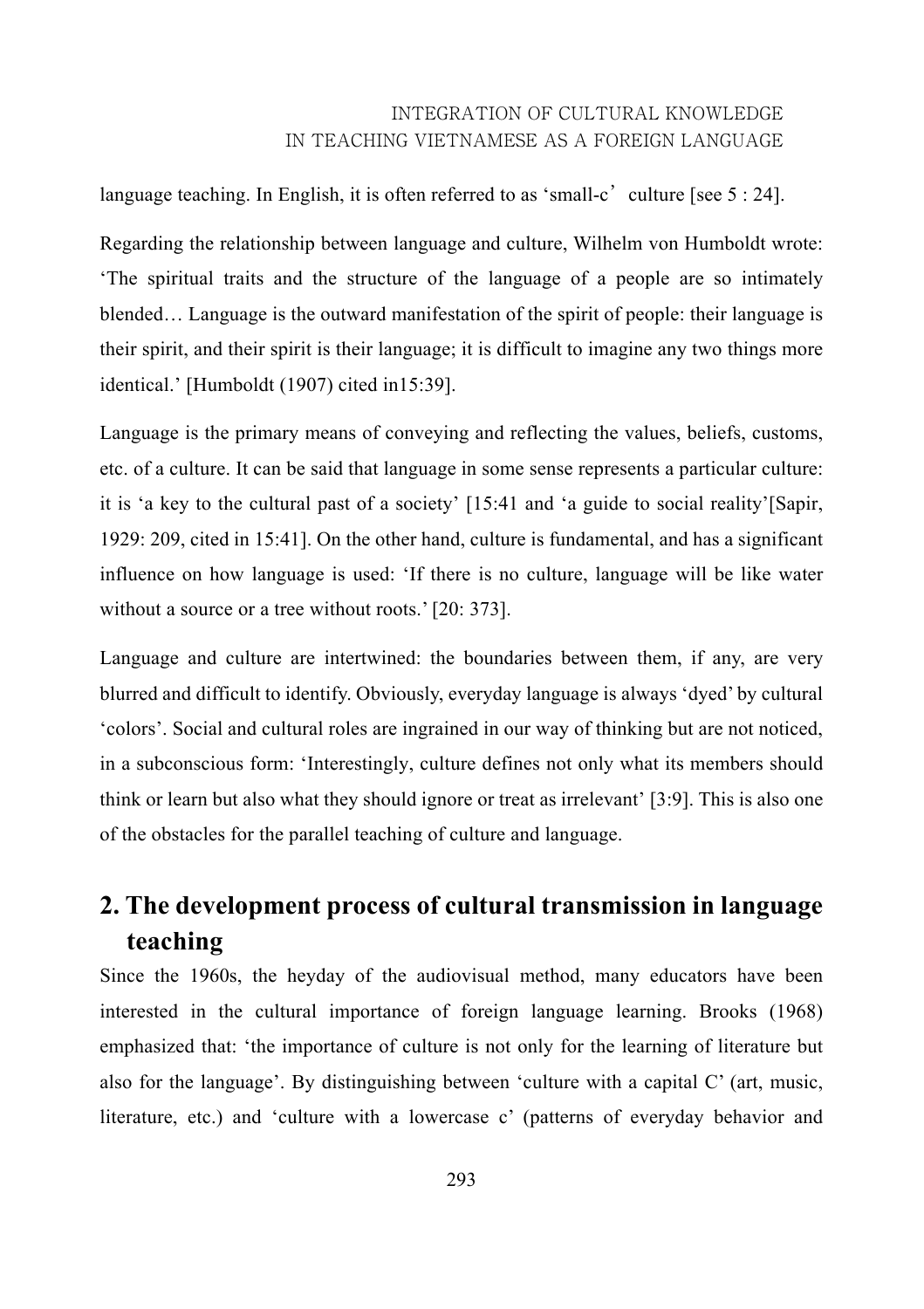language teaching. In English, it is often referred to as 'small-c' culture [see 5 : 24].

Regarding the relationship between language and culture, Wilhelm von Humboldt wrote: 'The spiritual traits and the structure of the language of a people are so intimately blended… Language is the outward manifestation of the spirit of people: their language is their spirit, and their spirit is their language; it is difficult to imagine any two things more identical.' [Humboldt (1907) cited in15:39].

Language is the primary means of conveying and reflecting the values, beliefs, customs, etc. of a culture. It can be said that language in some sense represents a particular culture: it is 'a key to the cultural past of a society' [15:41 and 'a guide to social reality'[Sapir, 1929: 209, cited in 15:41]. On the other hand, culture is fundamental, and has a significant influence on how language is used: 'If there is no culture, language will be like water without a source or a tree without roots.' [20: 373].

Language and culture are intertwined: the boundaries between them, if any, are very blurred and difficult to identify. Obviously, everyday language is always 'dyed' by cultural 'colors'. Social and cultural roles are ingrained in our way of thinking but are not noticed, in a subconscious form: 'Interestingly, culture defines not only what its members should think or learn but also what they should ignore or treat as irrelevant' [3:9]. This is also one of the obstacles for the parallel teaching of culture and language.

## 2. The development process of cultural transmission in language teaching

Since the 1960s, the heyday of the audiovisual method, many educators have been interested in the cultural importance of foreign language learning. Brooks (1968) emphasized that: 'the importance of culture is not only for the learning of literature but also for the language'. By distinguishing between 'culture with a capital C' (art, music, literature, etc.) and 'culture with a lowercase c' (patterns of everyday behavior and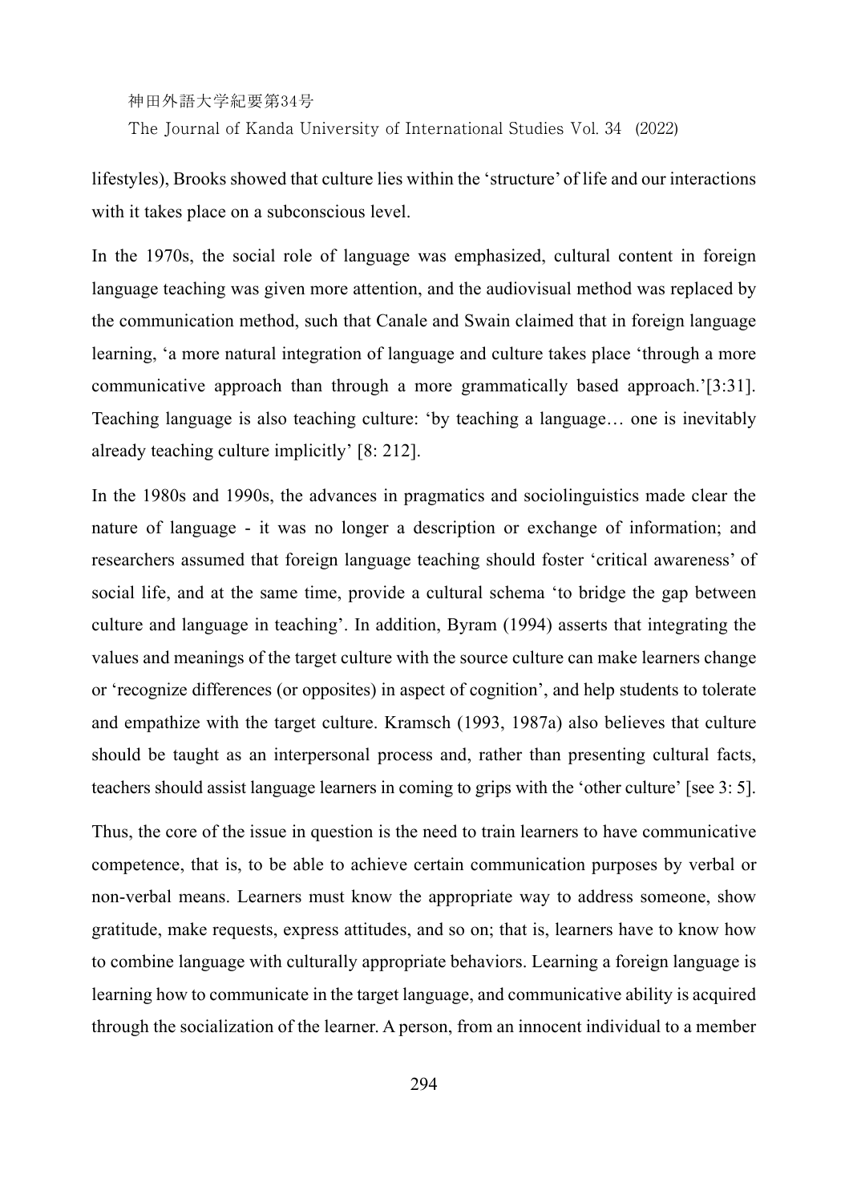lifestyles), Brooks showed that culture lies within the 'structure' of life and our interactions with it takes place on a subconscious level.

In the 1970s, the social role of language was emphasized, cultural content in foreign language teaching was given more attention, and the audiovisual method was replaced by the communication method, such that Canale and Swain claimed that in foreign language learning, 'a more natural integration of language and culture takes place 'through a more communicative approach than through a more grammatically based approach.'[3:31]. Teaching language is also teaching culture: 'by teaching a language… one is inevitably already teaching culture implicitly' [8: 212].

In the 1980s and 1990s, the advances in pragmatics and sociolinguistics made clear the nature of language - it was no longer a description or exchange of information; and researchers assumed that foreign language teaching should foster 'critical awareness' of social life, and at the same time, provide a cultural schema 'to bridge the gap between culture and language in teaching'. In addition, Byram (1994) asserts that integrating the values and meanings of the target culture with the source culture can make learners change or 'recognize differences (or opposites) in aspect of cognition', and help students to tolerate and empathize with the target culture. Kramsch (1993, 1987a) also believes that culture should be taught as an interpersonal process and, rather than presenting cultural facts, teachers should assist language learners in coming to grips with the 'other culture' [see 3: 5].

Thus, the core of the issue in question is the need to train learners to have communicative competence, that is, to be able to achieve certain communication purposes by verbal or non-verbal means. Learners must know the appropriate way to address someone, show gratitude, make requests, express attitudes, and so on; that is, learners have to know how to combine language with culturally appropriate behaviors. Learning a foreign language is learning how to communicate in the target language, and communicative ability is acquired through the socialization of the learner. A person, from an innocent individual to a member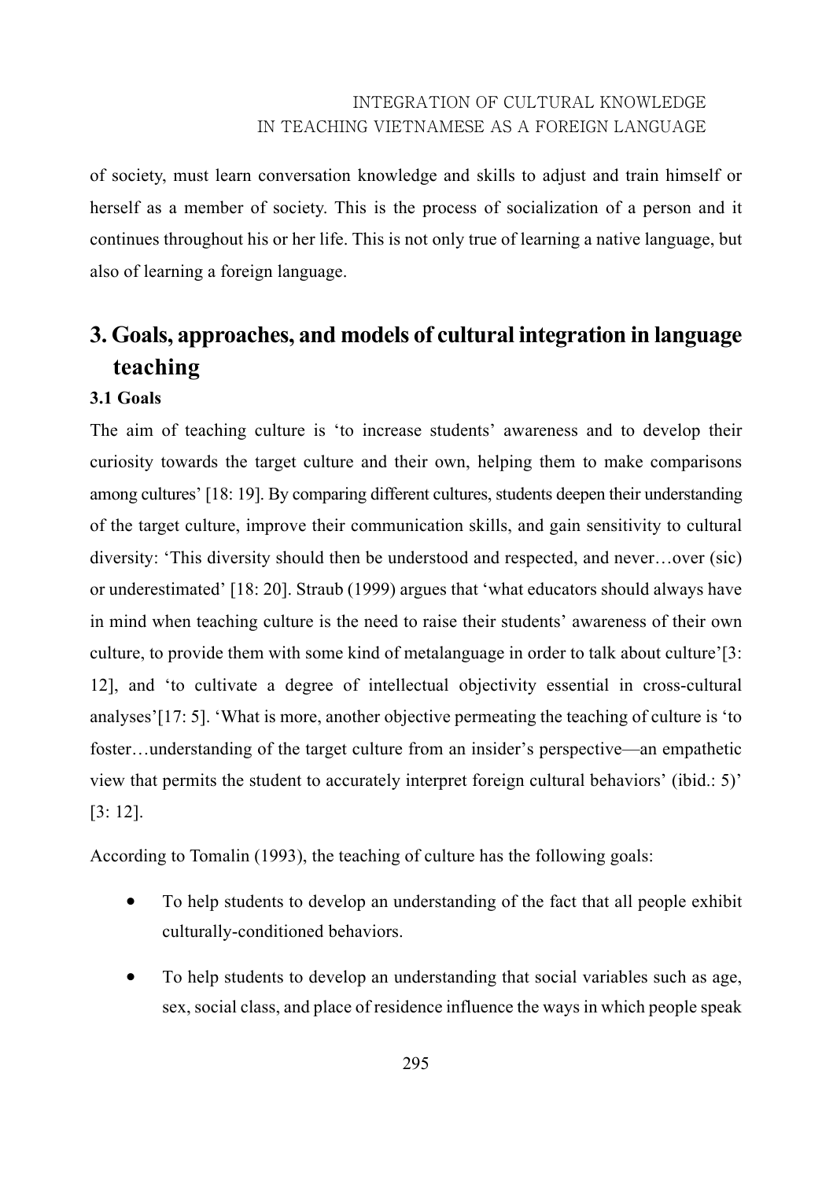of society, must learn conversation knowledge and skills to adjust and train himself or herself as a member of society. This is the process of socialization of a person and it continues throughout his or her life. This is not only true of learning a native language, but also of learning a foreign language.

## 3. Goals, approaches, and models of cultural integration in language teaching

### 3.1 Goals

The aim of teaching culture is 'to increase students' awareness and to develop their curiosity towards the target culture and their own, helping them to make comparisons among cultures' [18: 19]. By comparing different cultures, students deepen their understanding of the target culture, improve their communication skills, and gain sensitivity to cultural diversity: 'This diversity should then be understood and respected, and never…over (sic) or underestimated' [18: 20]. Straub (1999) argues that 'what educators should always have in mind when teaching culture is the need to raise their students' awareness of their own culture, to provide them with some kind of metalanguage in order to talk about culture'[3: 12], and 'to cultivate a degree of intellectual objectivity essential in cross-cultural analyses'[17: 5]. 'What is more, another objective permeating the teaching of culture is 'to foster…understanding of the target culture from an insider's perspective—an empathetic view that permits the student to accurately interpret foreign cultural behaviors' (ibid.: 5)' [3: 12].

According to Tomalin (1993), the teaching of culture has the following goals:

- To help students to develop an understanding of the fact that all people exhibit culturally-conditioned behaviors.
- To help students to develop an understanding that social variables such as age, sex, social class, and place of residence influence the ways in which people speak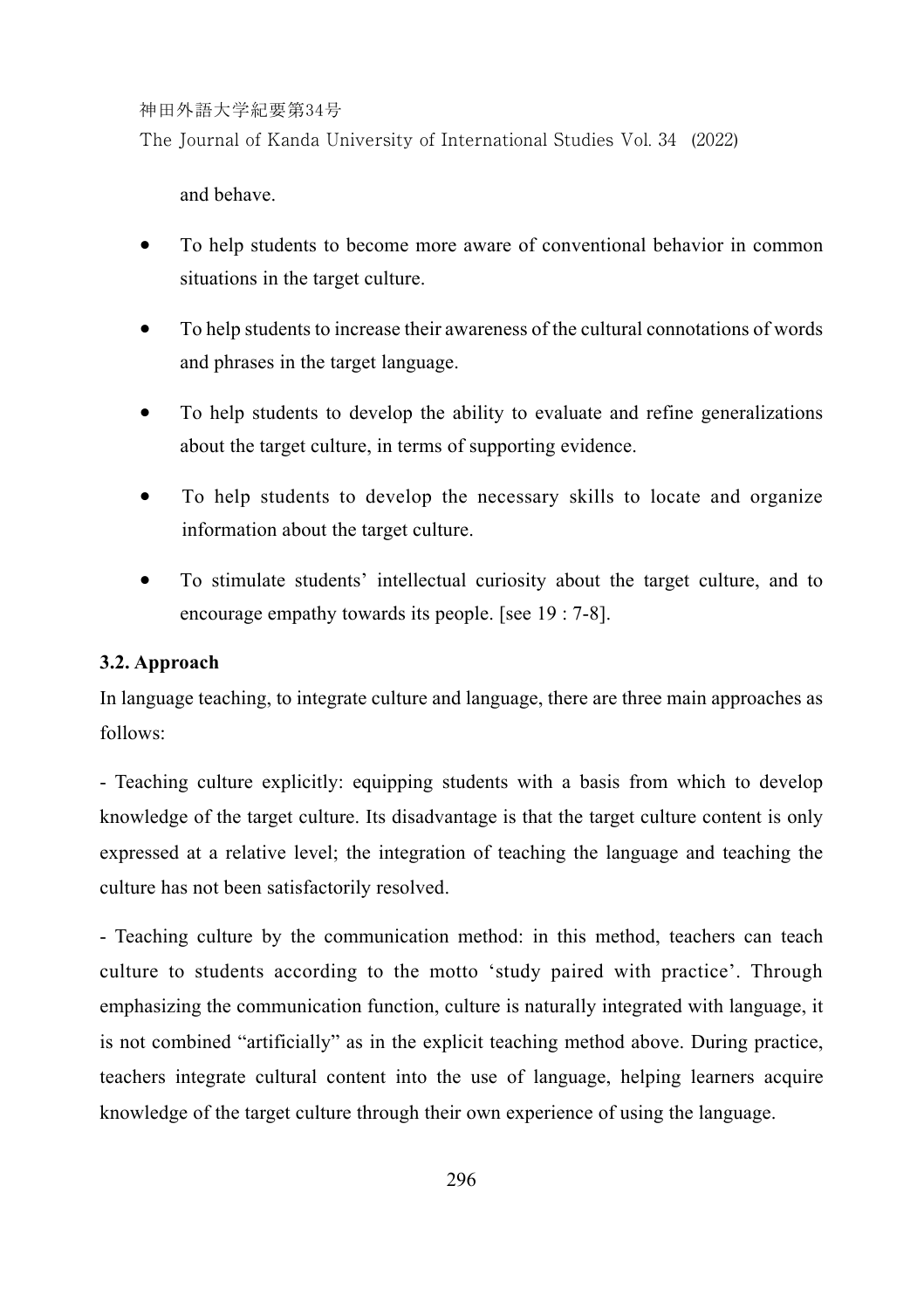and behave.

- To help students to become more aware of conventional behavior in common situations in the target culture.
- To help students to increase their awareness of the cultural connotations of words and phrases in the target language.
- To help students to develop the ability to evaluate and refine generalizations about the target culture, in terms of supporting evidence.
- To help students to develop the necessary skills to locate and organize information about the target culture.
- To stimulate students' intellectual curiosity about the target culture, and to encourage empathy towards its people. [see 19 : 7-8].

### 3.2. Approach

In language teaching, to integrate culture and language, there are three main approaches as follows:

- Teaching culture explicitly: equipping students with a basis from which to develop knowledge of the target culture. Its disadvantage is that the target culture content is only expressed at a relative level; the integration of teaching the language and teaching the culture has not been satisfactorily resolved.

- Teaching culture by the communication method: in this method, teachers can teach culture to students according to the motto 'study paired with practice'. Through emphasizing the communication function, culture is naturally integrated with language, it is not combined "artificially" as in the explicit teaching method above. During practice, teachers integrate cultural content into the use of language, helping learners acquire knowledge of the target culture through their own experience of using the language.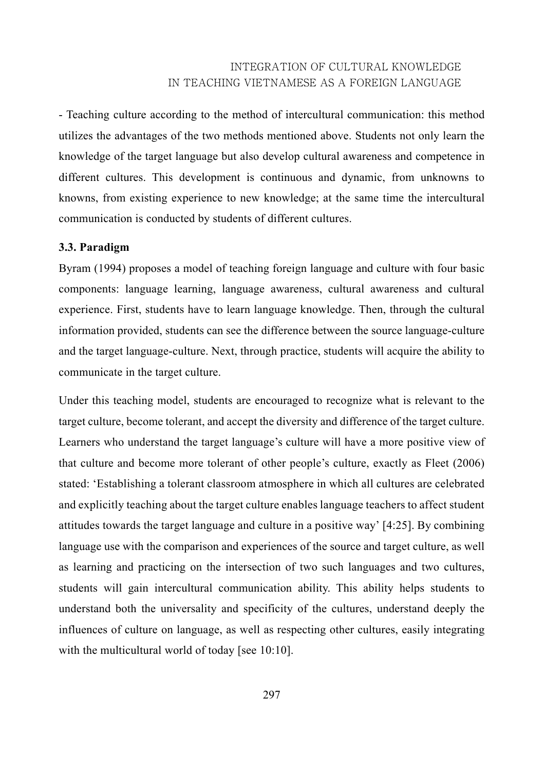- Teaching culture according to the method of intercultural communication: this method utilizes the advantages of the two methods mentioned above. Students not only learn the knowledge of the target language but also develop cultural awareness and competence in different cultures. This development is continuous and dynamic, from unknowns to knowns, from existing experience to new knowledge; at the same time the intercultural communication is conducted by students of different cultures.

### 3.3. Paradigm

Byram (1994) proposes a model of teaching foreign language and culture with four basic components: language learning, language awareness, cultural awareness and cultural experience. First, students have to learn language knowledge. Then, through the cultural information provided, students can see the difference between the source language-culture and the target language-culture. Next, through practice, students will acquire the ability to communicate in the target culture.

Under this teaching model, students are encouraged to recognize what is relevant to the target culture, become tolerant, and accept the diversity and difference of the target culture. Learners who understand the target language's culture will have a more positive view of that culture and become more tolerant of other people's culture, exactly as Fleet (2006) stated: 'Establishing a tolerant classroom atmosphere in which all cultures are celebrated and explicitly teaching about the target culture enables language teachers to affect student attitudes towards the target language and culture in a positive way' [4:25]. By combining language use with the comparison and experiences of the source and target culture, as well as learning and practicing on the intersection of two such languages and two cultures, students will gain intercultural communication ability. This ability helps students to understand both the universality and specificity of the cultures, understand deeply the influences of culture on language, as well as respecting other cultures, easily integrating with the multicultural world of today [see 10:10].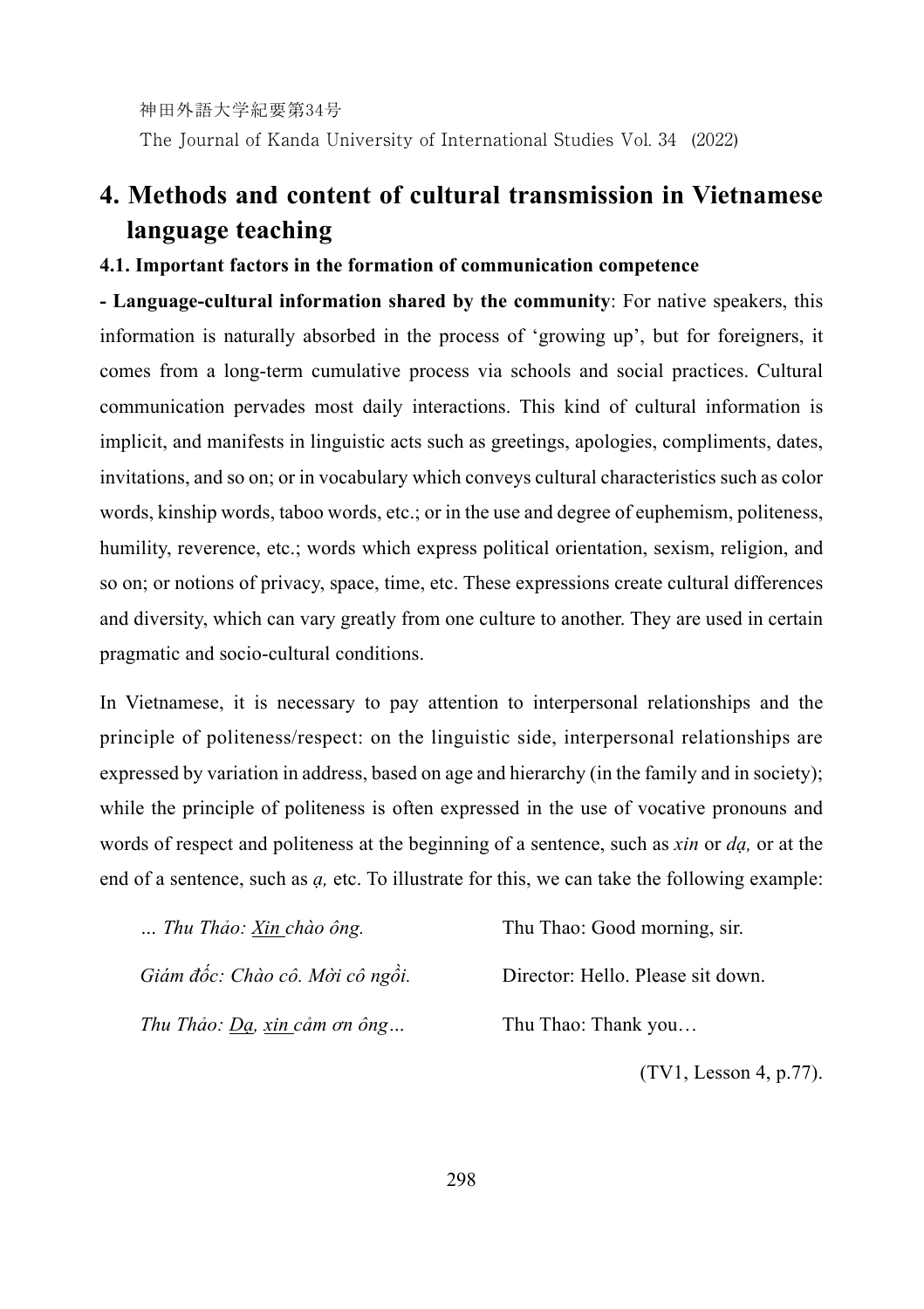## 4. Methods and content of cultural transmission in Vietnamese language teaching

### 4.1. Important factors in the formation of communication competence

**- Language-cultural information shared by the community**: For native speakers, this information is naturally absorbed in the process of 'growing up', but for foreigners, it comes from a long-term cumulative process via schools and social practices. Cultural communication pervades most daily interactions. This kind of cultural information is implicit, and manifests in linguistic acts such as greetings, apologies, compliments, dates, invitations, and so on; or in vocabulary which conveys cultural characteristics such as color words, kinship words, taboo words, etc.; or in the use and degree of euphemism, politeness, humility, reverence, etc.; words which express political orientation, sexism, religion, and so on; or notions of privacy, space, time, etc. These expressions create cultural differences and diversity, which can vary greatly from one culture to another. They are used in certain pragmatic and socio-cultural conditions.

In Vietnamese, it is necessary to pay attention to interpersonal relationships and the principle of politeness/respect: on the linguistic side, interpersonal relationships are expressed by variation in address, based on age and hierarchy (in the family and in society); while the principle of politeness is often expressed in the use of vocative pronouns and words of respect and politeness at the beginning of a sentence, such as *xin* or *dạ,* or at the end of a sentence, such as *ạ,* etc. To illustrate for this, we can take the following example:

| | |
|---|---|
| *... Thu Thảo: <u>Xin</u> chào ông.* | Thu Thao: Good morning, sir. |
| *Giám đốc: Chào cô. Mời cô ngồi.* | Director: Hello. Please sit down. |
| *Thu Thảo: <u>Dạ</u>, <u>xin</u> cảm ơn ông...* | Thu Thao: Thank you... |

(TV1, Lesson 4, p.77).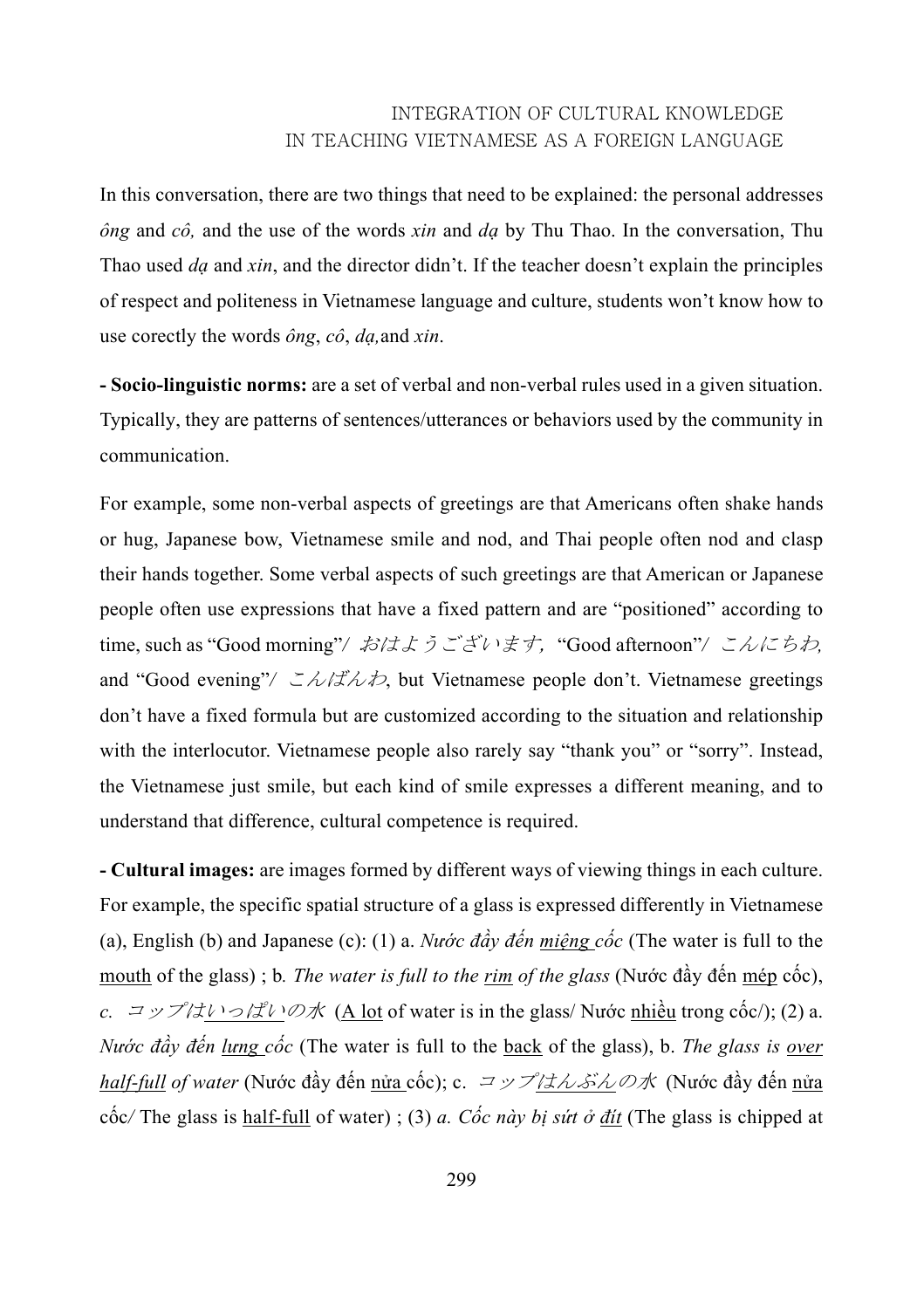In this conversation, there are two things that need to be explained: the personal addresses *ông* and *cô,* and the use of the words *xin* and *dạ* by Thu Thao. In the conversation, Thu Thao used *dạ* and *xin*, and the director didn't. If the teacher doesn't explain the principles of respect and politeness in Vietnamese language and culture, students won't know how to use corectly the words *ông*, *cô*, *dạ,*and *xin*.

**- Socio-linguistic norms:** are a set of verbal and non-verbal rules used in a given situation. Typically, they are patterns of sentences/utterances or behaviors used by the community in communication.

For example, some non-verbal aspects of greetings are that Americans often shake hands or hug, Japanese bow, Vietnamese smile and nod, and Thai people often nod and clasp their hands together. Some verbal aspects of such greetings are that American or Japanese people often use expressions that have a fixed pattern and are "positioned" according to time, such as "Good morning"/ *おはようございます,* "Good afternoon"/ *こんにちわ,* and "Good evening"/ *こんばんわ*, but Vietnamese people don't. Vietnamese greetings don't have a fixed formula but are customized according to the situation and relationship with the interlocutor. Vietnamese people also rarely say "thank you" or "sorry". Instead, the Vietnamese just smile, but each kind of smile expresses a different meaning, and to understand that difference, cultural competence is required.

**- Cultural images:** are images formed by different ways of viewing things in each culture. For example, the specific spatial structure of a glass is expressed differently in Vietnamese (a), English (b) and Japanese (c): (1) a. *Nước đầy đến miệng cốc* (The water is full to the mouth of the glass) ; b. *The water is full to the rim of the glass* (Nước đầy đến mép cốc), *c.* *コップはいっぱいの水* (A lot of water is in the glass/ Nước nhiều trong cốc/); (2) a. *Nước đầy đến lưng cốc* (The water is full to the back of the glass), b. *The glass is over half-full of water* (Nước đầy đến nửa cốc); c. *コップはんぶんの水* (Nước đầy đến nửa cốc/ The glass is half-full of water) ; (3) *a. Cốc này bị sứt ở đít* (The glass is chipped at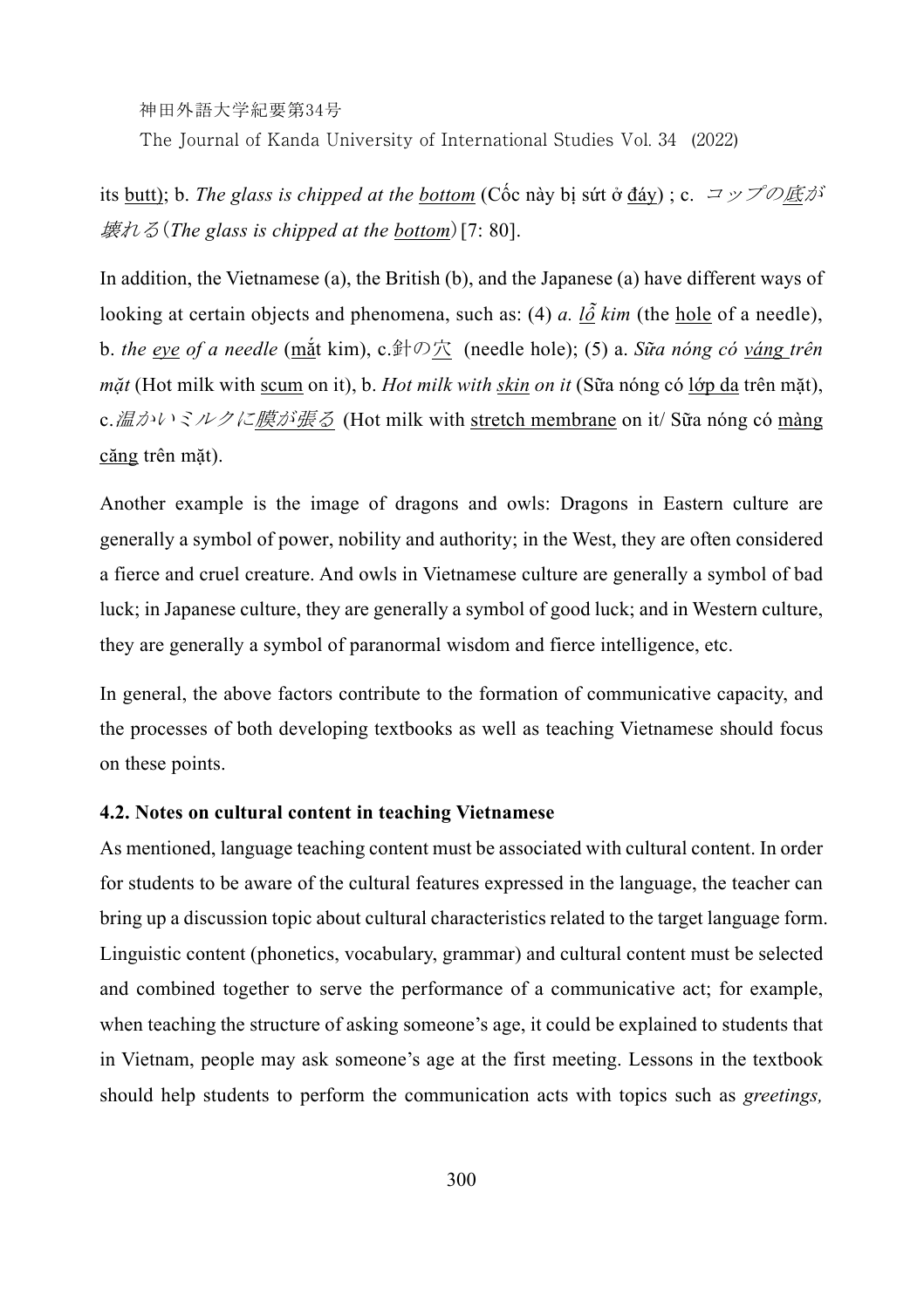its <u>butt</u>); b. *The glass is chipped at the <u>bottom</u>* (Cốc này bị sứt ở <u>đáy</u>) ; c. *コップの<u>底</u>が壊れる*（*The glass is chipped at the <u>bottom</u>*）[7: 80].

In addition, the Vietnamese (a), the British (b), and the Japanese (a) have different ways of looking at certain objects and phenomena, such as: (4) *a. <u>lỗ</u> kim* (the <u>hole</u> of a needle), b. *the <u>eye</u> of a needle* (<u>mắt</u> kim), c.針の<u>穴</u> (needle hole); (5) a. ***Sữa nóng có <u>váng</u> trên mặt*** (Hot milk with <u>scum</u> on it), b. ***Hot milk with <u>skin</u> on it*** (Sữa nóng có <u>lớp da</u> trên mặt), c.*温かいミルクに<u>膜が張る</u>* (Hot milk with <u>stretch membrane</u> on it/ Sữa nóng có <u>màng căng</u> trên mặt).

Another example is the image of dragons and owls: Dragons in Eastern culture are generally a symbol of power, nobility and authority; in the West, they are often considered a fierce and cruel creature. And owls in Vietnamese culture are generally a symbol of bad luck; in Japanese culture, they are generally a symbol of good luck; and in Western culture, they are generally a symbol of paranormal wisdom and fierce intelligence, etc.

In general, the above factors contribute to the formation of communicative capacity, and the processes of both developing textbooks as well as teaching Vietnamese should focus on these points.

### 4.2. Notes on cultural content in teaching Vietnamese

As mentioned, language teaching content must be associated with cultural content. In order for students to be aware of the cultural features expressed in the language, the teacher can bring up a discussion topic about cultural characteristics related to the target language form. Linguistic content (phonetics, vocabulary, grammar) and cultural content must be selected and combined together to serve the performance of a communicative act; for example, when teaching the structure of asking someone's age, it could be explained to students that in Vietnam, people may ask someone's age at the first meeting. Lessons in the textbook should help students to perform the communication acts with topics such as *greetings,*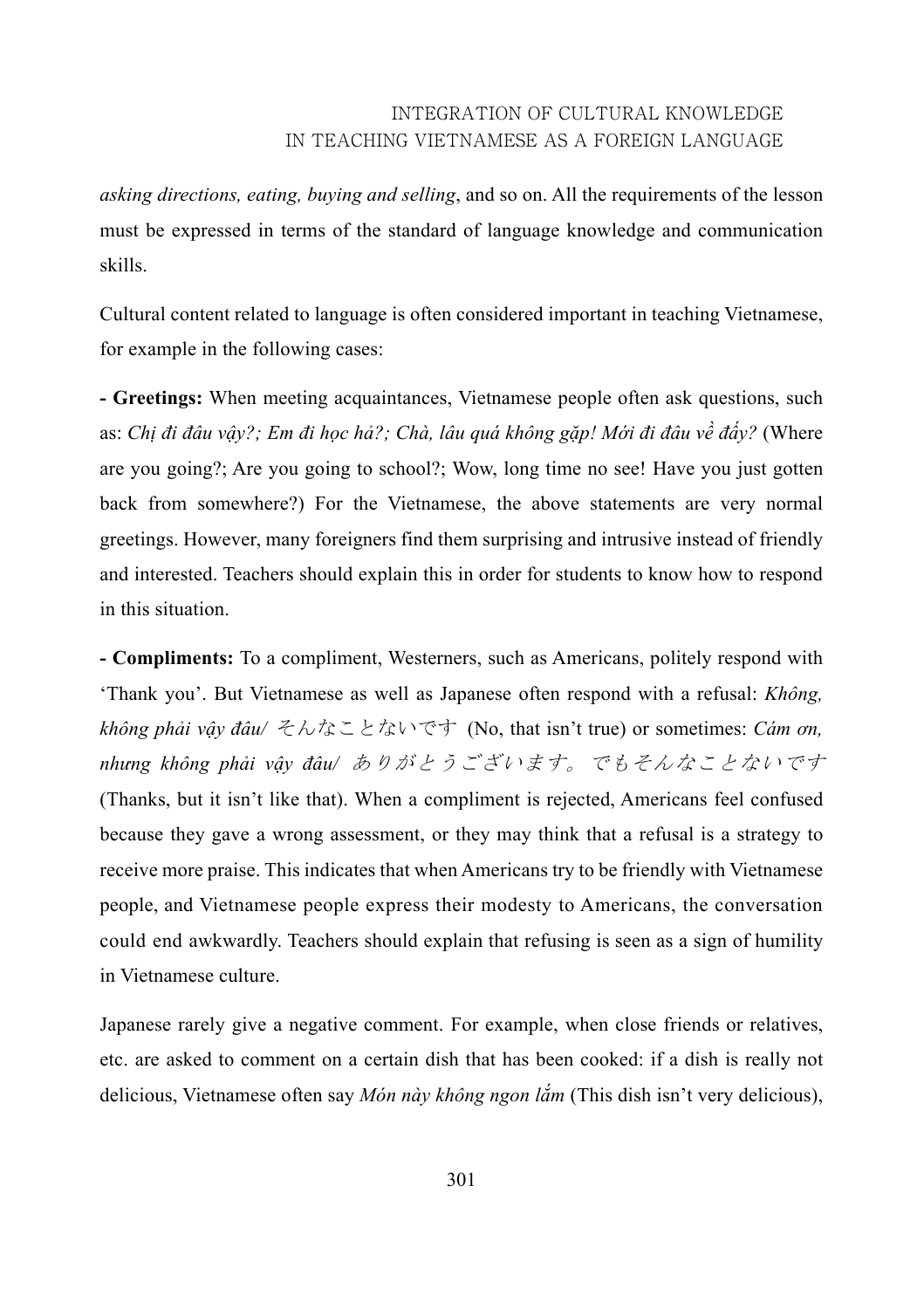*asking directions, eating, buying and selling*, and so on. All the requirements of the lesson must be expressed in terms of the standard of language knowledge and communication skills.

Cultural content related to language is often considered important in teaching Vietnamese, for example in the following cases:

**- Greetings:** When meeting acquaintances, Vietnamese people often ask questions, such as: *Chị đi đâu vậy?; Em đi học hả?; Chà, lâu quá không gặp! Mới đi đâu về đấy?* (Where are you going?; Are you going to school?; Wow, long time no see! Have you just gotten back from somewhere?) For the Vietnamese, the above statements are very normal greetings. However, many foreigners find them surprising and intrusive instead of friendly and interested. Teachers should explain this in order for students to know how to respond in this situation.

**- Compliments:** To a compliment, Westerners, such as Americans, politely respond with 'Thank you'. But Vietnamese as well as Japanese often respond with a refusal: *Không, không phải vậy đâu/ そんなことないです* (No, that isn't true) or sometimes: *Cám ơn, nhưng không phải vậy đâu/ ありがとうございます。でもそんなことないです* (Thanks, but it isn't like that). When a compliment is rejected, Americans feel confused because they gave a wrong assessment, or they may think that a refusal is a strategy to receive more praise. This indicates that when Americans try to be friendly with Vietnamese people, and Vietnamese people express their modesty to Americans, the conversation could end awkwardly. Teachers should explain that refusing is seen as a sign of humility in Vietnamese culture.

Japanese rarely give a negative comment. For example, when close friends or relatives, etc. are asked to comment on a certain dish that has been cooked: if a dish is really not delicious, Vietnamese often say *Món này không ngon lắm* (This dish isn't very delicious),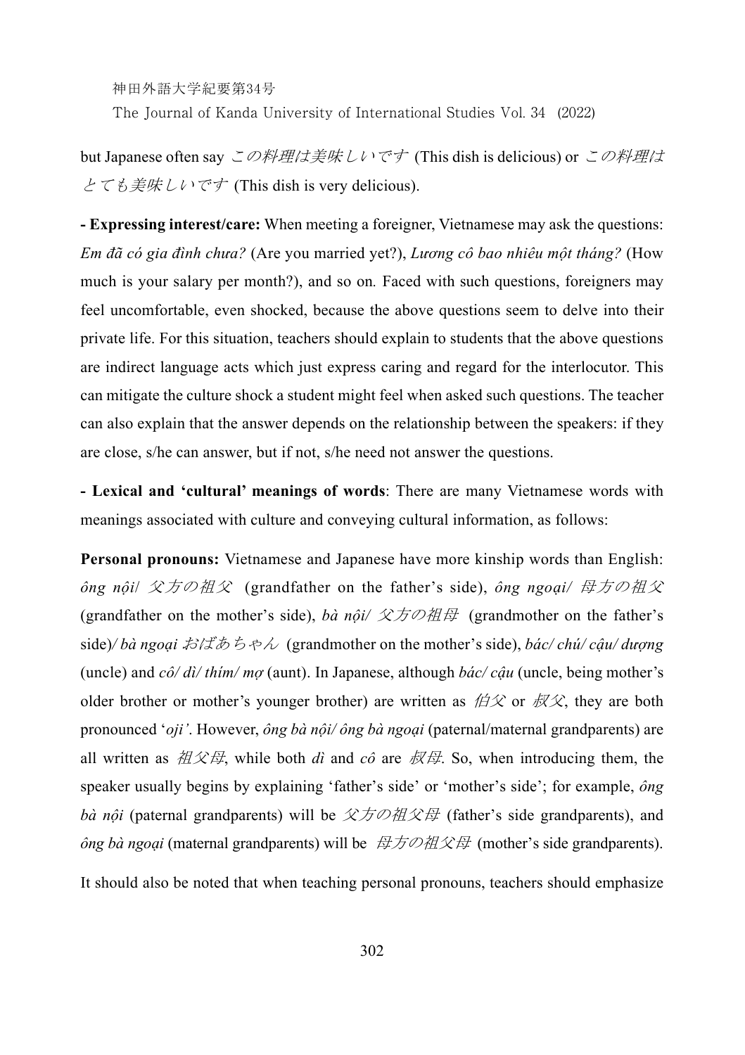but Japanese often say *この料理は美味しいです* (This dish is delicious) or *この料理はとても美味しいです* (This dish is very delicious).

**- Expressing interest/care:** When meeting a foreigner, Vietnamese may ask the questions: *Em đã có gia đình chưa?* (Are you married yet?), *Lương cô bao nhiêu một tháng?* (How much is your salary per month?), and so on. Faced with such questions, foreigners may feel uncomfortable, even shocked, because the above questions seem to delve into their private life. For this situation, teachers should explain to students that the above questions are indirect language acts which just express caring and regard for the interlocutor. This can mitigate the culture shock a student might feel when asked such questions. The teacher can also explain that the answer depends on the relationship between the speakers: if they are close, s/he can answer, but if not, s/he need not answer the questions.

**- Lexical and 'cultural' meanings of words**: There are many Vietnamese words with meanings associated with culture and conveying cultural information, as follows:

**Personal pronouns:** Vietnamese and Japanese have more kinship words than English: *ông nội*/ *父方の祖父* (grandfather on the father's side), *ông ngoại*/ *母方の祖父* (grandfather on the mother's side), *bà nội*/ *父方の祖母* (grandmother on the father's side)/ *bà ngoại おばあちゃん* (grandmother on the mother's side), *bác/ chú/ cậu/ dượng* (uncle) and *cô/ dì/ thím/ mợ* (aunt). In Japanese, although *bác/ cậu* (uncle, being mother's older brother or mother's younger brother) are written as *伯父* or *叔父*, they are both pronounced '*oji'*. However, *ông bà nội/ ông bà ngoại* (paternal/maternal grandparents) are all written as *祖父母*, while both *dì* and *cô* are *叔母*. So, when introducing them, the speaker usually begins by explaining 'father's side' or 'mother's side'; for example, *ông bà nội* (paternal grandparents) will be *父方の祖父母* (father's side grandparents), and *ông bà ngoại* (maternal grandparents) will be *母方の祖父母* (mother's side grandparents).

It should also be noted that when teaching personal pronouns, teachers should emphasize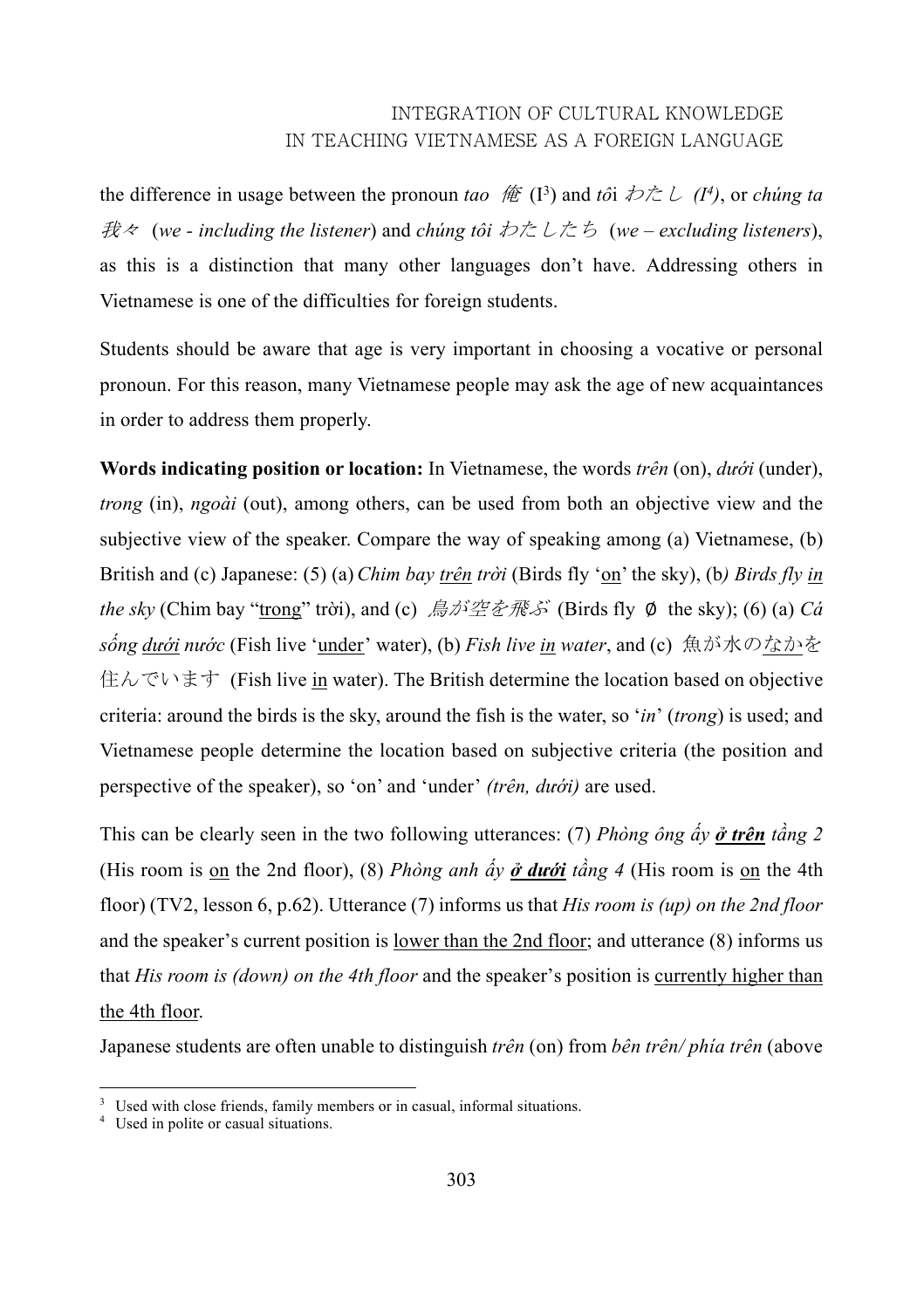the difference in usage between the pronoun *tao* 俺 (I[3]) and *tôi* わたし *(I[4])*, or *chúng ta* 我々 (*we - including the listener*) and *chúng tôi* わたしたち (*we – excluding listeners*), as this is a distinction that many other languages don't have. Addressing others in Vietnamese is one of the difficulties for foreign students.

Students should be aware that age is very important in choosing a vocative or personal pronoun. For this reason, many Vietnamese people may ask the age of new acquaintances in order to address them properly.

**Words indicating position or location:** In Vietnamese, the words *trên* (on), *dưới* (under), *trong* (in), *ngoài* (out), among others, can be used from both an objective view and the subjective view of the speaker. Compare the way of speaking among (a) Vietnamese, (b) British and (c) Japanese: (5) (a) *Chim bay <u>trên</u> trời* (Birds fly '<u>on</u>' the sky), (b*) Birds fly <u>in</u> the sky* (Chim bay "<u>trong</u>" trời), and (c) *鳥が空を飛ぶ* (Birds fly ∅ the sky); (6) (a) *Cá sống <u>dưới</u> nước* (Fish live '<u>under</u>' water), (b) *Fish live <u>in</u> water*, and (c) 魚が水の<u>なか</u>を住んでいます (Fish live <u>in</u> water). The British determine the location based on objective criteria: around the birds is the sky, around the fish is the water, so '*in*' (*trong*) is used; and Vietnamese people determine the location based on subjective criteria (the position and perspective of the speaker), so 'on' and 'under' *(trên, dưới)* are used.

This can be clearly seen in the two following utterances: (7) *Phòng ông ấy **<u>ở trên</u>** tầng 2* (His room is <u>on</u> the 2nd floor), (8) *Phòng anh ấy **<u>ở dưới</u>** tầng 4* (His room is <u>on</u> the 4th floor) (TV2, lesson 6, p.62). Utterance (7) informs us that *His room is (up) on the 2nd floor* and the speaker's current position is <u>lower than the 2nd floor</u>; and utterance (8) informs us that *His room is (down) on the 4th floor* and the speaker's position is <u>currently higher than the 4th floor</u>.

Japanese students are often unable to distinguish *trên* (on) from *bên trên/ phía trên* (above

---

[3] Used with close friends, family members or in casual, informal situations.

[4] Used in polite or casual situations.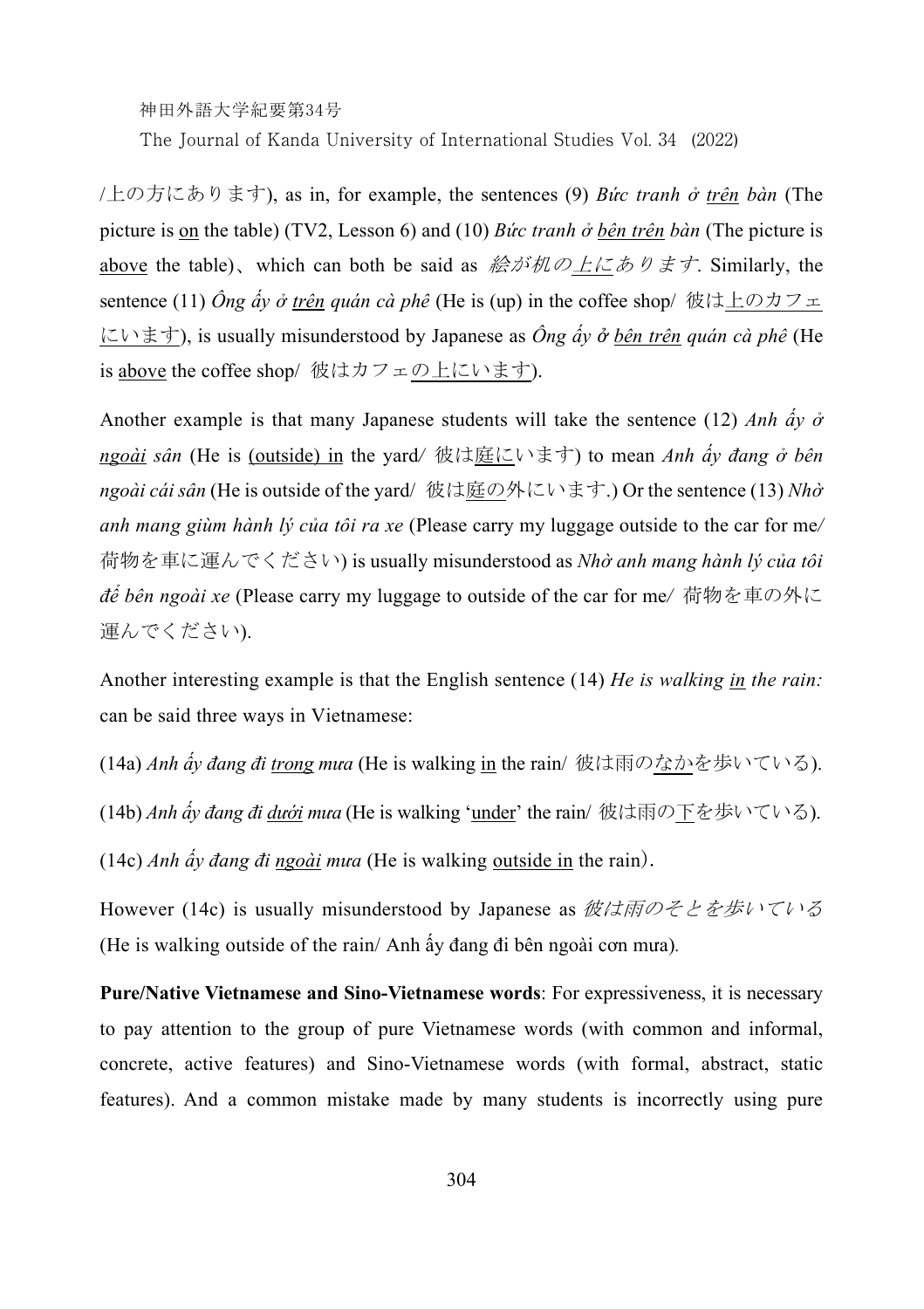/上の方にあります), as in, for example, the sentences (9) *Bức tranh ở trên bàn* (The picture is on the table) (TV2, Lesson 6) and (10) *Bức tranh ở bên trên bàn* (The picture is above the table)、which can both be said as *絵が机の上にあります*. Similarly, the sentence (11) *Ông ấy ở trên quán cà phê* (He is (up) in the coffee shop/ 彼は上のカフェにいます), is usually misunderstood by Japanese as *Ông ấy ở bên trên quán cà phê* (He is above the coffee shop/ 彼はカフェの上にいます).

Another example is that many Japanese students will take the sentence (12) *Anh ấy ở ngoài sân* (He is (outside) in the yard/ 彼は庭にいます) to mean *Anh ấy đang ở bên ngoài cái sân* (He is outside of the yard/ 彼は庭の外にいます.) Or the sentence (13) *Nhờ anh mang giùm hành lý của tôi ra xe* (Please carry my luggage outside to the car for me/ 荷物を車に運んでください) is usually misunderstood as *Nhờ anh mang hành lý của tôi để bên ngoài xe* (Please carry my luggage to outside of the car for me/ 荷物を車の外に運んでください).

Another interesting example is that the English sentence (14) *He is walking in the rain:* can be said three ways in Vietnamese:

(14a) *Anh ấy đang đi trong mưa* (He is walking in the rain/ 彼は雨のなかを歩いている).

(14b) *Anh ấy đang đi dưới mưa* (He is walking 'under' the rain/ 彼は雨の下を歩いている).

(14c) *Anh ấy đang đi ngoài mưa* (He is walking outside in the rain).

However (14c) is usually misunderstood by Japanese as *彼は雨のそとを歩いている* (He is walking outside of the rain/ Anh ấy đang đi bên ngoài cơn mưa).

**Pure/Native Vietnamese and Sino-Vietnamese words**: For expressiveness, it is necessary to pay attention to the group of pure Vietnamese words (with common and informal, concrete, active features) and Sino-Vietnamese words (with formal, abstract, static features). And a common mistake made by many students is incorrectly using pure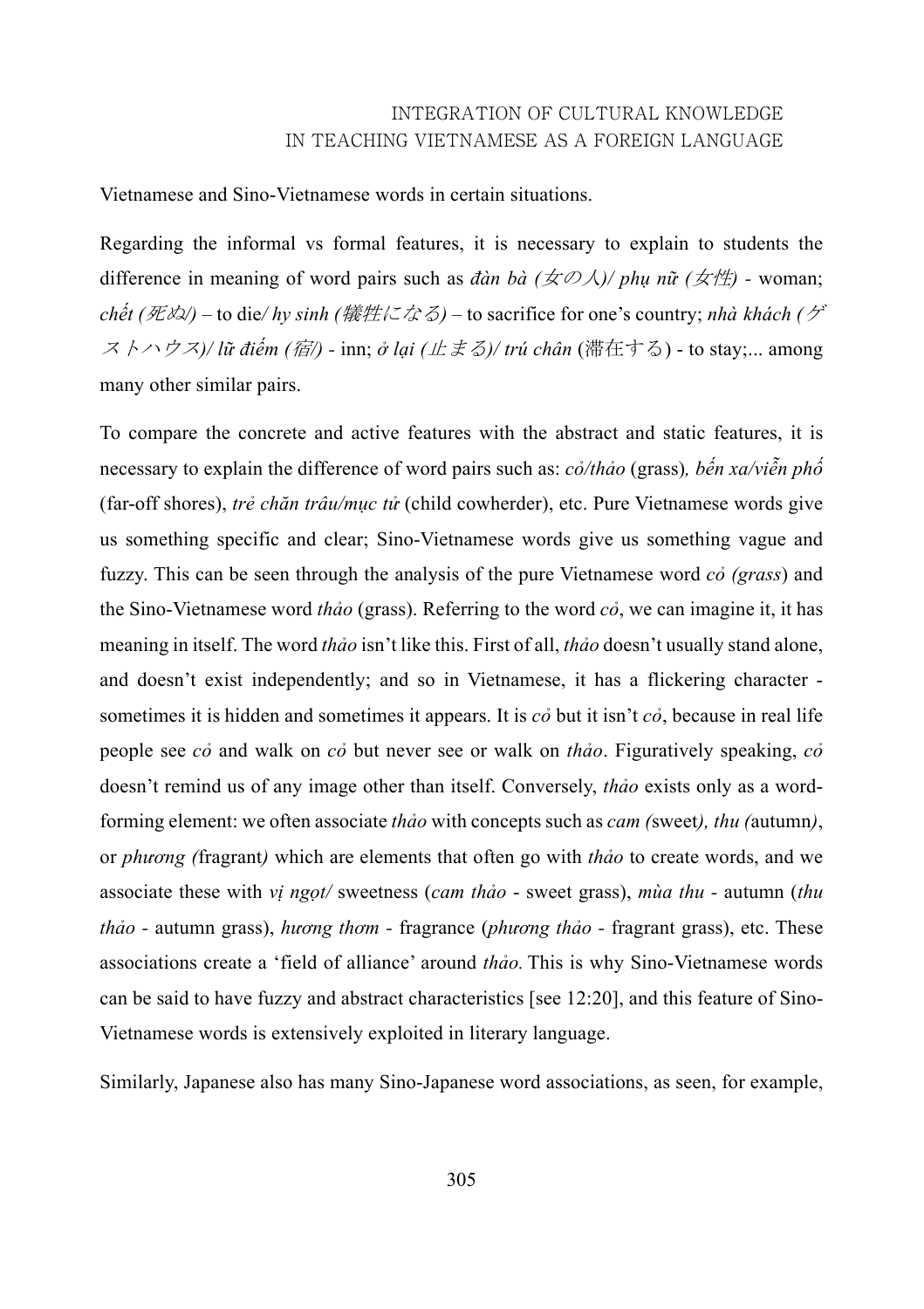Vietnamese and Sino-Vietnamese words in certain situations.

Regarding the informal vs formal features, it is necessary to explain to students the difference in meaning of word pairs such as *đàn bà (女の人)/ phụ nữ (女性)* - woman; *chết (死ぬ/)* – to die/ *hy sinh (犠牲になる)* – to sacrifice for one's country; *nhà khách (ゲストハウス)/ lữ điếm (宿/)* - inn; *ở lại (止まる)/ trú chân* (滞在する) - to stay;... among many other similar pairs.

To compare the concrete and active features with the abstract and static features, it is necessary to explain the difference of word pairs such as: *cỏ/thảo* (grass)*, bến xa/viễn phố* (far-off shores), *trẻ chăn trâu/mục tử* (child cowherder), etc. Pure Vietnamese words give us something specific and clear; Sino-Vietnamese words give us something vague and fuzzy. This can be seen through the analysis of the pure Vietnamese word *cỏ (grass*) and the Sino-Vietnamese word *thảo* (grass). Referring to the word *cỏ*, we can imagine it, it has meaning in itself. The word *thảo* isn't like this. First of all, *thảo* doesn't usually stand alone, and doesn't exist independently; and so in Vietnamese, it has a flickering character - sometimes it is hidden and sometimes it appears. It is *cỏ* but it isn't *cỏ*, because in real life people see *cỏ* and walk on *cỏ* but never see or walk on *thảo*. Figuratively speaking, *cỏ* doesn't remind us of any image other than itself. Conversely, *thảo* exists only as a word-forming element: we often associate *thảo* with concepts such as *cam (*sweet*), thu (*autumn*)*, or *phương (*fragrant*)* which are elements that often go with *thảo* to create words, and we associate these with *vị ngọt/* sweetness (*cam thảo* - sweet grass), *mùa thu* - autumn (*thu thảo* - autumn grass), *hương thơm* - fragrance (*phương thảo* - fragrant grass), etc. These associations create a 'field of alliance' around *thảo.* This is why Sino-Vietnamese words can be said to have fuzzy and abstract characteristics [see 12:20], and this feature of Sino-Vietnamese words is extensively exploited in literary language.

Similarly, Japanese also has many Sino-Japanese word associations, as seen, for example,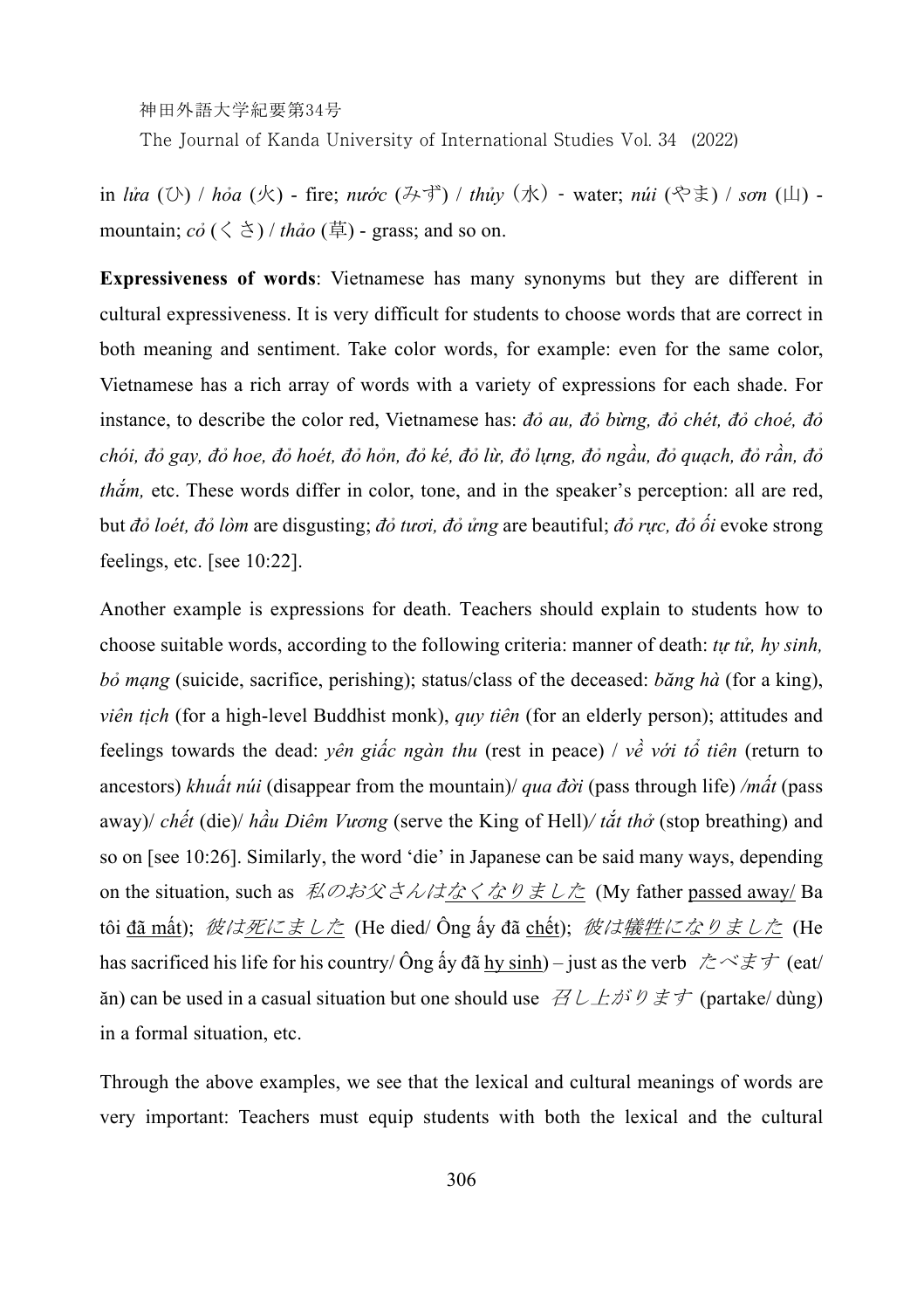in *lửa* (ひ) / *hỏa* (火) - fire; *nước* (みず) / *thủy*（水）- water; *núi* (やま) / *sơn* (山) - mountain; *cỏ* (くさ) / *thảo* (草) - grass; and so on.

**Expressiveness of words**: Vietnamese has many synonyms but they are different in cultural expressiveness. It is very difficult for students to choose words that are correct in both meaning and sentiment. Take color words, for example: even for the same color, Vietnamese has a rich array of words with a variety of expressions for each shade. For instance, to describe the color red, Vietnamese has: *đỏ au, đỏ bừng, đỏ chét, đỏ choé, đỏ chói, đỏ gay, đỏ hoe, đỏ hoét, đỏ hỏn, đỏ ké, đỏ lừ, đỏ lựng, đỏ ngầu, đỏ quạch, đỏ rần, đỏ thắm,* etc. These words differ in color, tone, and in the speaker's perception: all are red, but *đỏ loét, đỏ lòm* are disgusting; *đỏ tươi, đỏ ửng* are beautiful; *đỏ rực, đỏ ối* evoke strong feelings, etc. [see 10:22].

Another example is expressions for death. Teachers should explain to students how to choose suitable words, according to the following criteria: manner of death: *tự tử, hy sinh, bỏ mạng* (suicide, sacrifice, perishing); status/class of the deceased: *băng hà* (for a king), *viên tịch* (for a high-level Buddhist monk), *quy tiên* (for an elderly person); attitudes and feelings towards the dead: *yên giấc ngàn thu* (rest in peace) / *về với tổ tiên* (return to ancestors) *khuất núi* (disappear from the mountain)/ *qua đời* (pass through life) /*mất* (pass away)/ *chết* (die)/ *hầu Diêm Vương* (serve the King of Hell)/ *tắt thở* (stop breathing) and so on [see 10:26]. Similarly, the word 'die' in Japanese can be said many ways, depending on the situation, such as *私のお父さんは<u>なくなりました</u>* (My father <u>passed away</u>/ Ba tôi <u>đã mất</u>); *彼は<u>死にました</u>* (He died/ Ông ấy đã <u>chết</u>); *彼は<u>犠牲になりました</u>* (He has sacrificed his life for his country/ Ông ấy đã <u>hy sinh</u>) – just as the verb *たべます* (eat/ ăn) can be used in a casual situation but one should use *召し上がります* (partake/ dùng) in a formal situation, etc.

Through the above examples, we see that the lexical and cultural meanings of words are very important: Teachers must equip students with both the lexical and the cultural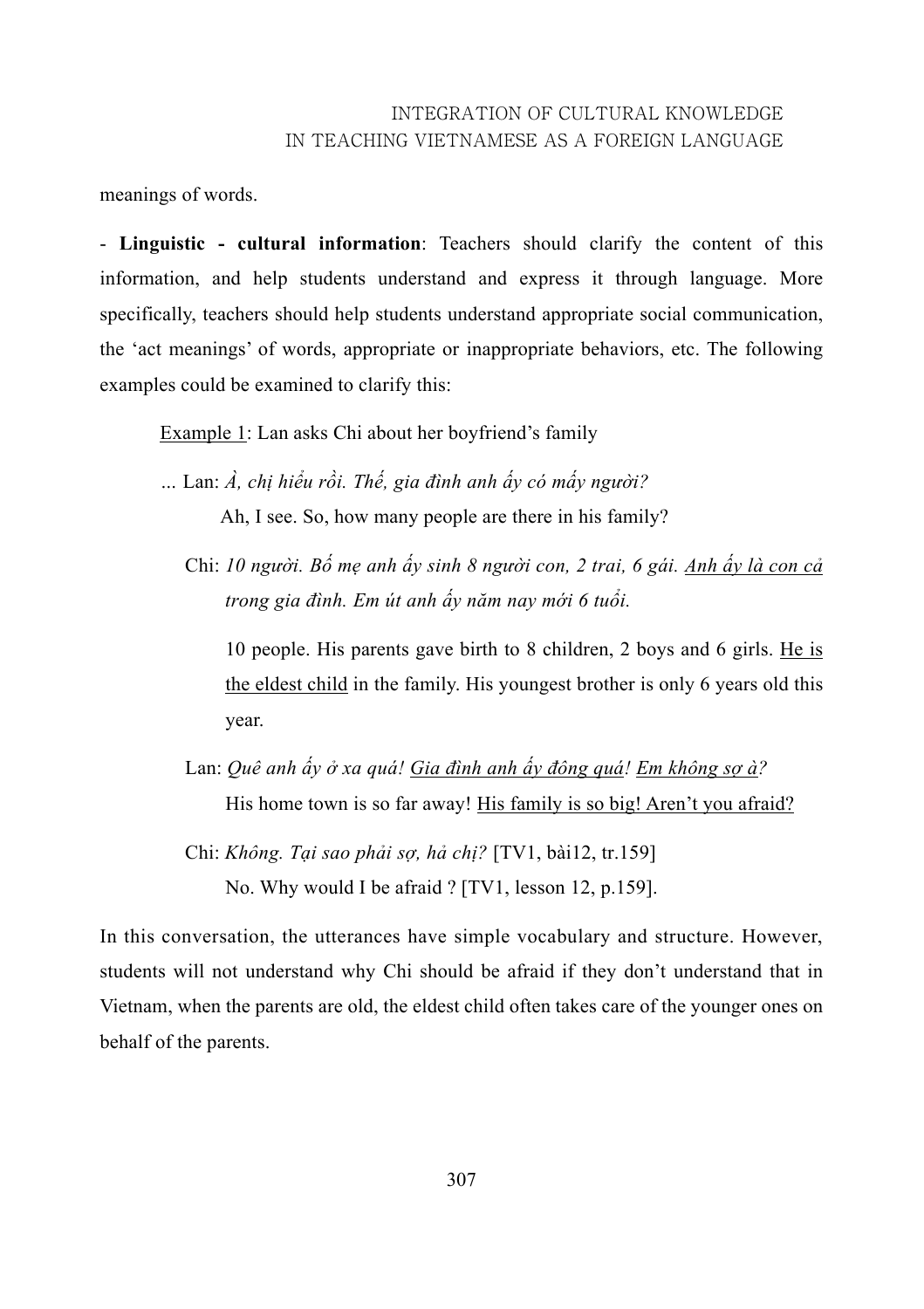meanings of words.

- **Linguistic - cultural information**: Teachers should clarify the content of this information, and help students understand and express it through language. More specifically, teachers should help students understand appropriate social communication, the ‘act meanings’ of words, appropriate or inappropriate behaviors, etc. The following examples could be examined to clarify this:

<u>Example 1</u>: Lan asks Chi about her boyfriend’s family

... Lan: *À, chị hiểu rồi. Thế, gia đình anh ấy có mấy người?*
Ah, I see. So, how many people are there in his family?

Chi: *10 người. Bố mẹ anh ấy sinh 8 người con, 2 trai, 6 gái. <u>Anh ấy là con cả</u> trong gia đình. Em út anh ấy năm nay mới 6 tuổi.*

10 people. His parents gave birth to 8 children, 2 boys and 6 girls. <u>He is the eldest child</u> in the family. His youngest brother is only 6 years old this year.

Lan: *Quê anh ấy ở xa quá! <u>Gia đình anh ấy đông quá</u>! <u>Em không sợ à</u>?*
His home town is so far away! <u>His family is so big! Aren’t you afraid?</u>

Chi: *Không. Tại sao phải sợ, hả chị?* [TV1, bài12, tr.159]
No. Why would I be afraid ? [TV1, lesson 12, p.159].

In this conversation, the utterances have simple vocabulary and structure. However, students will not understand why Chi should be afraid if they don’t understand that in Vietnam, when the parents are old, the eldest child often takes care of the younger ones on behalf of the parents.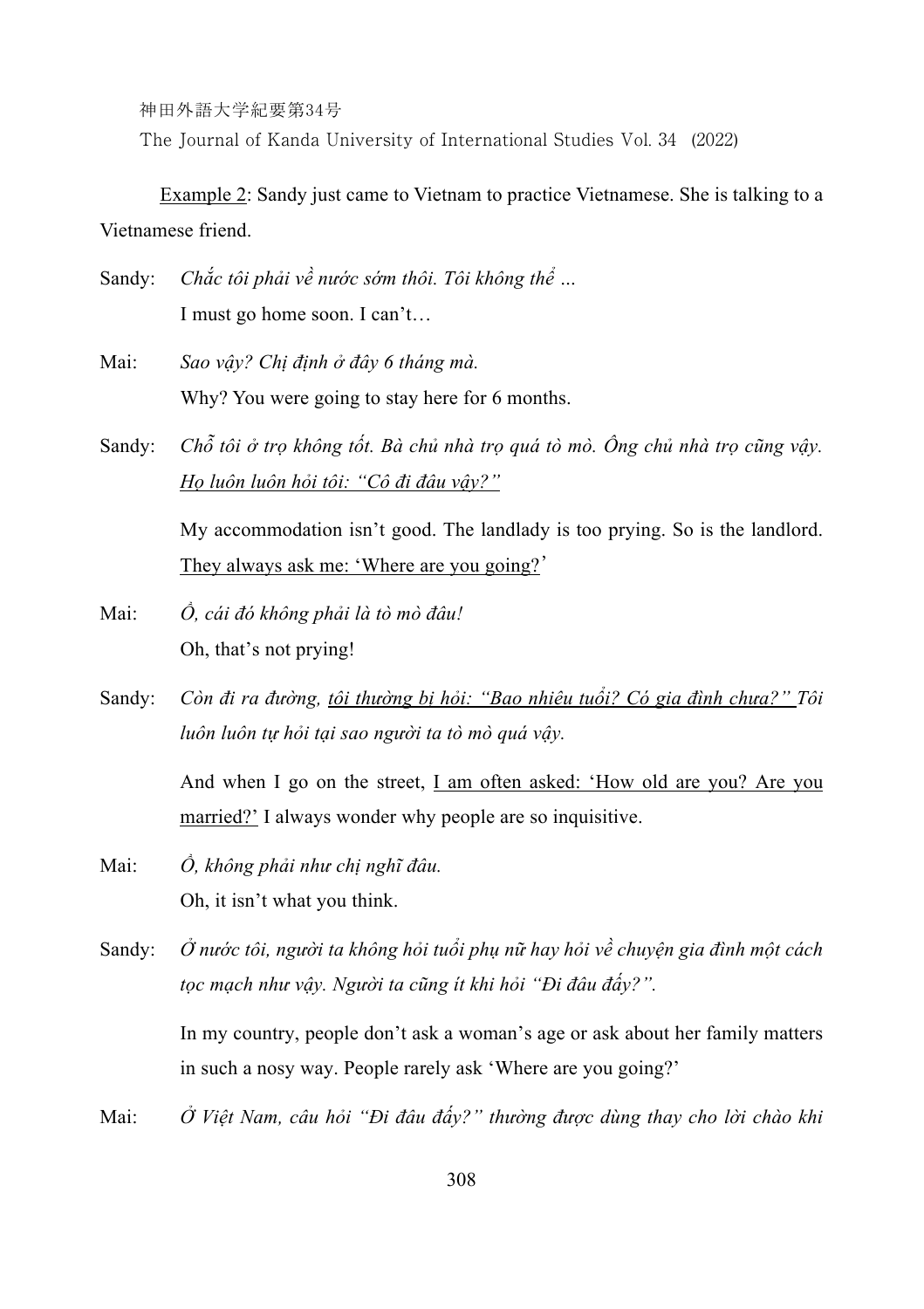<u>Example 2</u>: Sandy just came to Vietnam to practice Vietnamese. She is talking to a Vietnamese friend.

Sandy: *Chắc tôi phải về nước sớm thôi. Tôi không thể …*
I must go home soon. I can't…

Mai: *Sao vậy? Chị định ở đây 6 tháng mà.*
Why? You were going to stay here for 6 months.

Sandy: *Chỗ tôi ở trọ không tốt. Bà chủ nhà trọ quá tò mò. Ông chủ nhà trọ cũng vậy. <u>Họ luôn luôn hỏi tôi: "Cô đi đâu vậy?"</u>*

My accommodation isn't good. The landlady is too prying. So is the landlord. <u>They always ask me: 'Where are you going?</u>'

Mai: *Ồ, cái đó không phải là tò mò đâu!*
Oh, that's not prying!

Sandy: *Còn đi ra đường, <u>tôi thường bị hỏi: "Bao nhiêu tuổi? Có gia đình chưa?"</u> Tôi luôn luôn tự hỏi tại sao người ta tò mò quá vậy.*

And when I go on the street, <u>I am often asked: 'How old are you? Are you married?'</u> I always wonder why people are so inquisitive.

Mai: *Ồ, không phải như chị nghĩ đâu.*
Oh, it isn't what you think.

Sandy: *Ở nước tôi, người ta không hỏi tuổi phụ nữ hay hỏi về chuyện gia đình một cách tọc mạch như vậy. Người ta cũng ít khi hỏi "Đi đâu đấy?".*

In my country, people don't ask a woman's age or ask about her family matters in such a nosy way. People rarely ask 'Where are you going?'

Mai: *Ở Việt Nam, câu hỏi "Đi đâu đấy?" thường được dùng thay cho lời chào khi*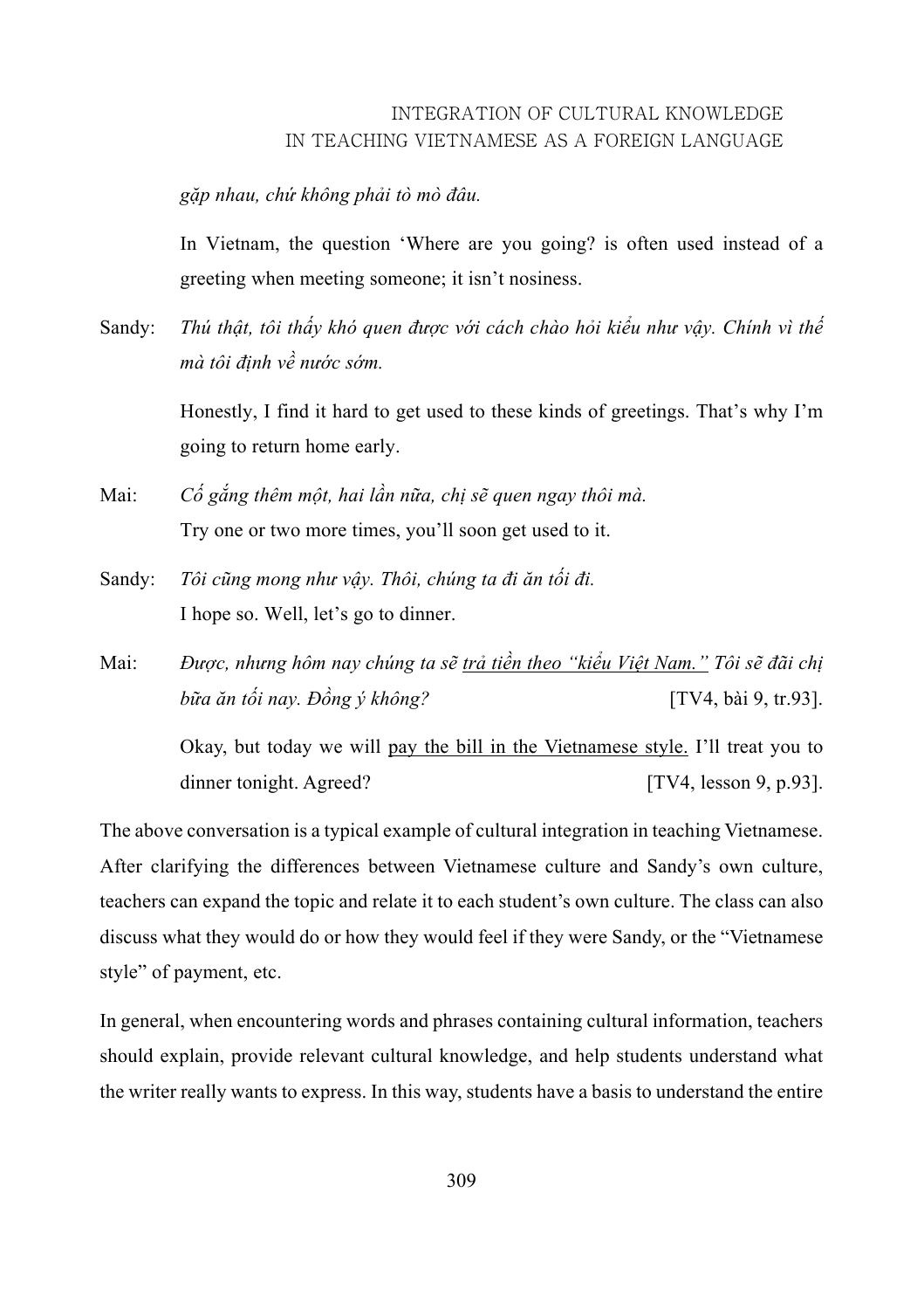*gặp nhau, chứ không phải tò mò đâu.*

In Vietnam, the question 'Where are you going? is often used instead of a greeting when meeting someone; it isn't nosiness.

Sandy: *Thú thật, tôi thấy khó quen được với cách chào hỏi kiểu như vậy. Chính vì thế mà tôi định về nước sớm.*

Honestly, I find it hard to get used to these kinds of greetings. That's why I'm going to return home early.

Mai: *Cố gắng thêm một, hai lần nữa, chị sẽ quen ngay thôi mà.*
Try one or two more times, you'll soon get used to it.

Sandy: *Tôi cũng mong như vậy. Thôi, chúng ta đi ăn tối đi.*
I hope so. Well, let's go to dinner.

Mai: *Được, nhưng hôm nay chúng ta sẽ <u>trả tiền theo "kiểu Việt Nam."</u> Tôi sẽ đãi chị bữa ăn tối nay. Đồng ý không?* [TV4, bài 9, tr.93].

Okay, but today we will <u>pay the bill in the Vietnamese style.</u> I'll treat you to dinner tonight. Agreed? [TV4, lesson 9, p.93].

The above conversation is a typical example of cultural integration in teaching Vietnamese. After clarifying the differences between Vietnamese culture and Sandy's own culture, teachers can expand the topic and relate it to each student's own culture. The class can also discuss what they would do or how they would feel if they were Sandy, or the "Vietnamese style" of payment, etc.

In general, when encountering words and phrases containing cultural information, teachers should explain, provide relevant cultural knowledge, and help students understand what the writer really wants to express. In this way, students have a basis to understand the entire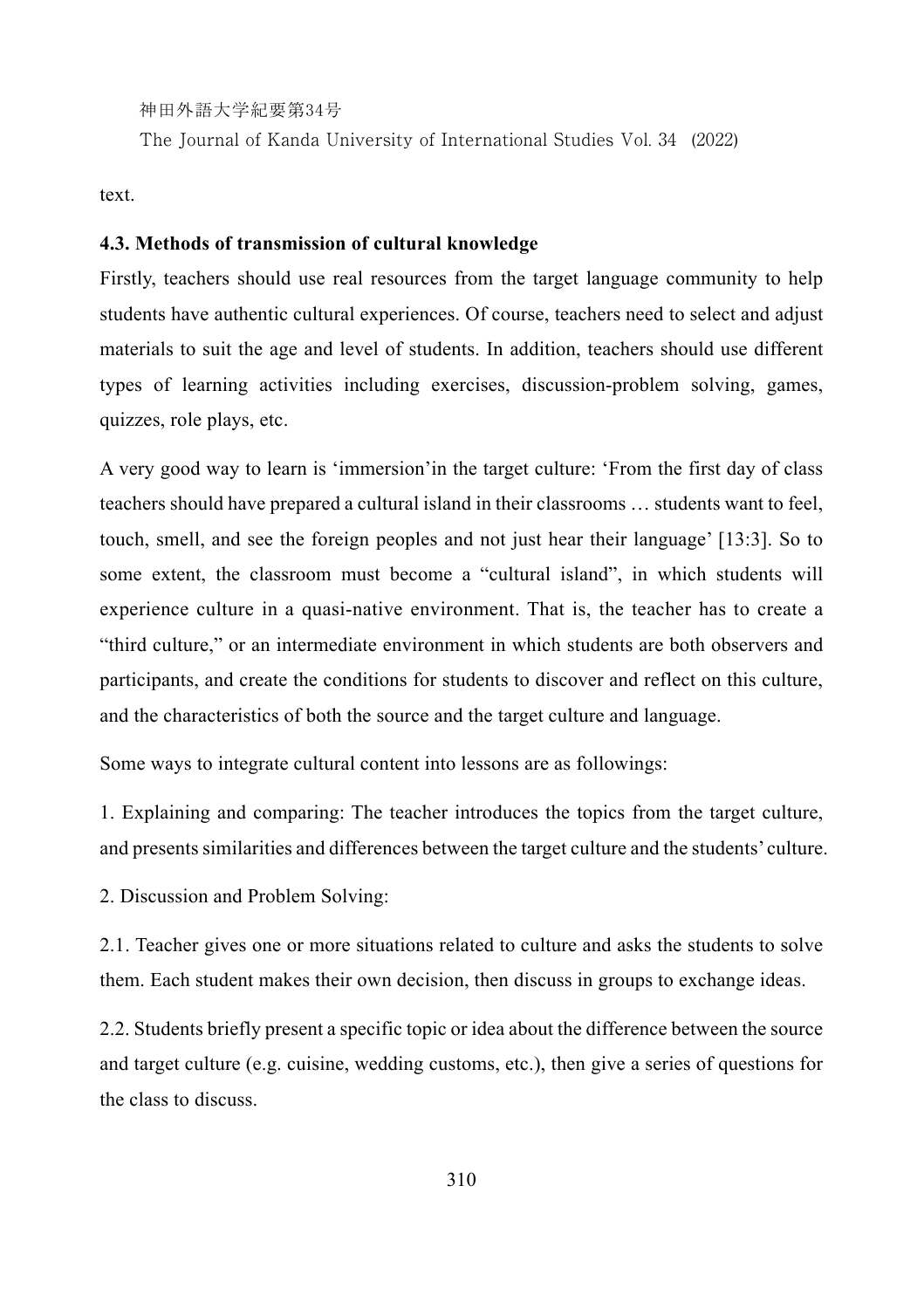text.

**4.3. Methods of transmission of cultural knowledge**

Firstly, teachers should use real resources from the target language community to help students have authentic cultural experiences. Of course, teachers need to select and adjust materials to suit the age and level of students. In addition, teachers should use different types of learning activities including exercises, discussion-problem solving, games, quizzes, role plays, etc.

A very good way to learn is ‘immersion’in the target culture: ‘From the first day of class teachers should have prepared a cultural island in their classrooms … students want to feel, touch, smell, and see the foreign peoples and not just hear their language’ [13:3]. So to some extent, the classroom must become a “cultural island”, in which students will experience culture in a quasi-native environment. That is, the teacher has to create a “third culture,” or an intermediate environment in which students are both observers and participants, and create the conditions for students to discover and reflect on this culture, and the characteristics of both the source and the target culture and language.

Some ways to integrate cultural content into lessons are as followings:

1. Explaining and comparing: The teacher introduces the topics from the target culture, and presents similarities and differences between the target culture and the students’ culture.

2. Discussion and Problem Solving:

2.1. Teacher gives one or more situations related to culture and asks the students to solve them. Each student makes their own decision, then discuss in groups to exchange ideas.

2.2. Students briefly present a specific topic or idea about the difference between the source and target culture (e.g. cuisine, wedding customs, etc.), then give a series of questions for the class to discuss.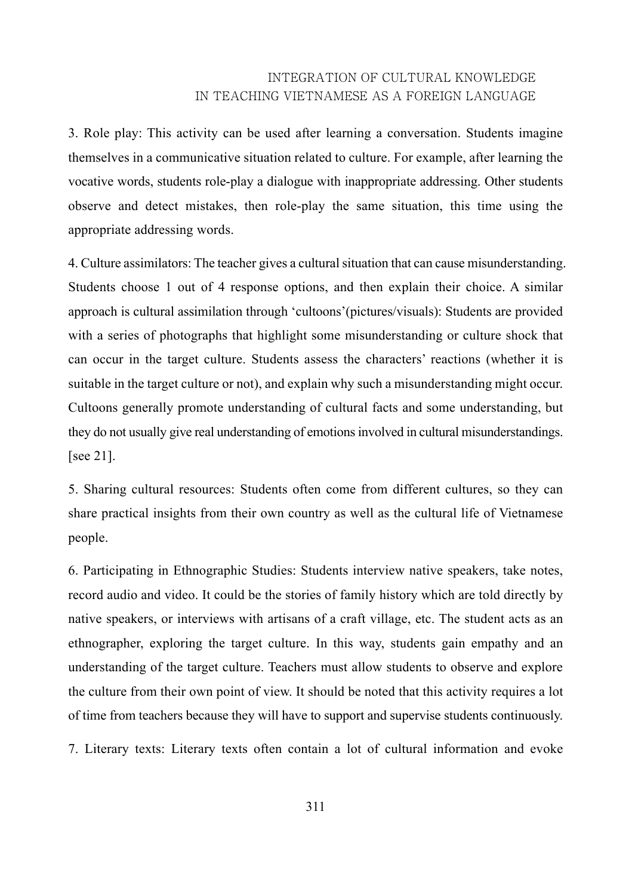3. Role play: This activity can be used after learning a conversation. Students imagine themselves in a communicative situation related to culture. For example, after learning the vocative words, students role-play a dialogue with inappropriate addressing. Other students observe and detect mistakes, then role-play the same situation, this time using the appropriate addressing words.

4. Culture assimilators: The teacher gives a cultural situation that can cause misunderstanding. Students choose 1 out of 4 response options, and then explain their choice. A similar approach is cultural assimilation through 'cultoons'(pictures/visuals): Students are provided with a series of photographs that highlight some misunderstanding or culture shock that can occur in the target culture. Students assess the characters' reactions (whether it is suitable in the target culture or not), and explain why such a misunderstanding might occur. Cultoons generally promote understanding of cultural facts and some understanding, but they do not usually give real understanding of emotions involved in cultural misunderstandings. [see 21].

5. Sharing cultural resources: Students often come from different cultures, so they can share practical insights from their own country as well as the cultural life of Vietnamese people.

6. Participating in Ethnographic Studies: Students interview native speakers, take notes, record audio and video. It could be the stories of family history which are told directly by native speakers, or interviews with artisans of a craft village, etc. The student acts as an ethnographer, exploring the target culture. In this way, students gain empathy and an understanding of the target culture. Teachers must allow students to observe and explore the culture from their own point of view. It should be noted that this activity requires a lot of time from teachers because they will have to support and supervise students continuously.

7. Literary texts: Literary texts often contain a lot of cultural information and evoke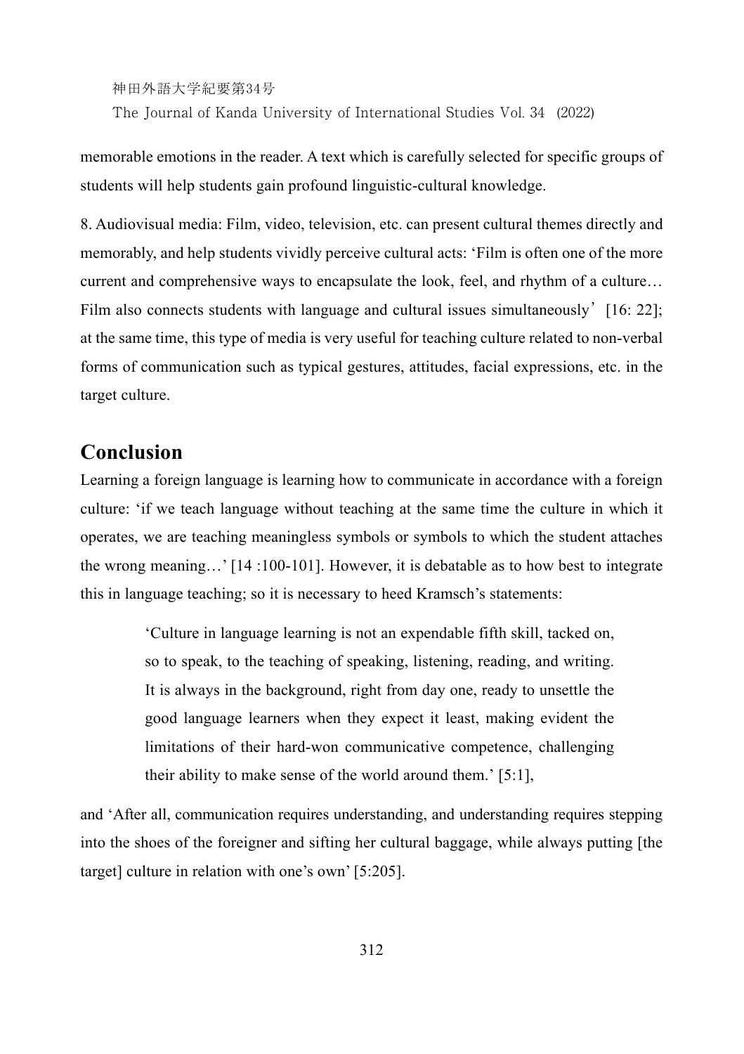memorable emotions in the reader. A text which is carefully selected for specific groups of students will help students gain profound linguistic-cultural knowledge.

8. Audiovisual media: Film, video, television, etc. can present cultural themes directly and memorably, and help students vividly perceive cultural acts: 'Film is often one of the more current and comprehensive ways to encapsulate the look, feel, and rhythm of a culture… Film also connects students with language and cultural issues simultaneously' [16: 22]; at the same time, this type of media is very useful for teaching culture related to non-verbal forms of communication such as typical gestures, attitudes, facial expressions, etc. in the target culture.

## Conclusion

Learning a foreign language is learning how to communicate in accordance with a foreign culture: 'if we teach language without teaching at the same time the culture in which it operates, we are teaching meaningless symbols or symbols to which the student attaches the wrong meaning…' [14 :100-101]. However, it is debatable as to how best to integrate this in language teaching; so it is necessary to heed Kramsch's statements:

> 'Culture in language learning is not an expendable fifth skill, tacked on, so to speak, to the teaching of speaking, listening, reading, and writing. It is always in the background, right from day one, ready to unsettle the good language learners when they expect it least, making evident the limitations of their hard-won communicative competence, challenging their ability to make sense of the world around them.' [5:1],

and 'After all, communication requires understanding, and understanding requires stepping into the shoes of the foreigner and sifting her cultural baggage, while always putting [the target] culture in relation with one's own' [5:205].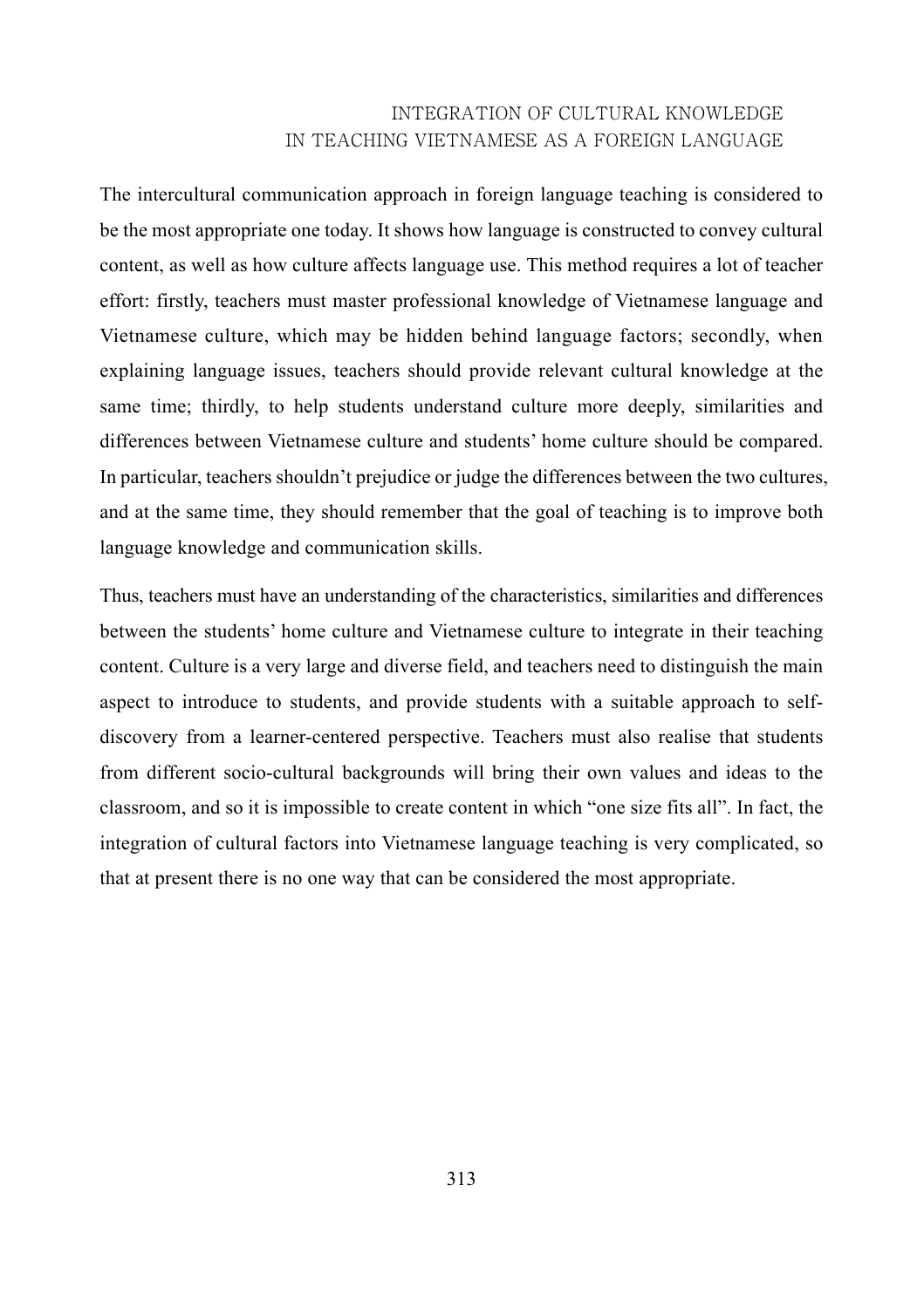The intercultural communication approach in foreign language teaching is considered to be the most appropriate one today. It shows how language is constructed to convey cultural content, as well as how culture affects language use. This method requires a lot of teacher effort: firstly, teachers must master professional knowledge of Vietnamese language and Vietnamese culture, which may be hidden behind language factors; secondly, when explaining language issues, teachers should provide relevant cultural knowledge at the same time; thirdly, to help students understand culture more deeply, similarities and differences between Vietnamese culture and students' home culture should be compared. In particular, teachers shouldn't prejudice or judge the differences between the two cultures, and at the same time, they should remember that the goal of teaching is to improve both language knowledge and communication skills.

Thus, teachers must have an understanding of the characteristics, similarities and differences between the students' home culture and Vietnamese culture to integrate in their teaching content. Culture is a very large and diverse field, and teachers need to distinguish the main aspect to introduce to students, and provide students with a suitable approach to self-discovery from a learner-centered perspective. Teachers must also realise that students from different socio-cultural backgrounds will bring their own values and ideas to the classroom, and so it is impossible to create content in which "one size fits all". In fact, the integration of cultural factors into Vietnamese language teaching is very complicated, so that at present there is no one way that can be considered the most appropriate.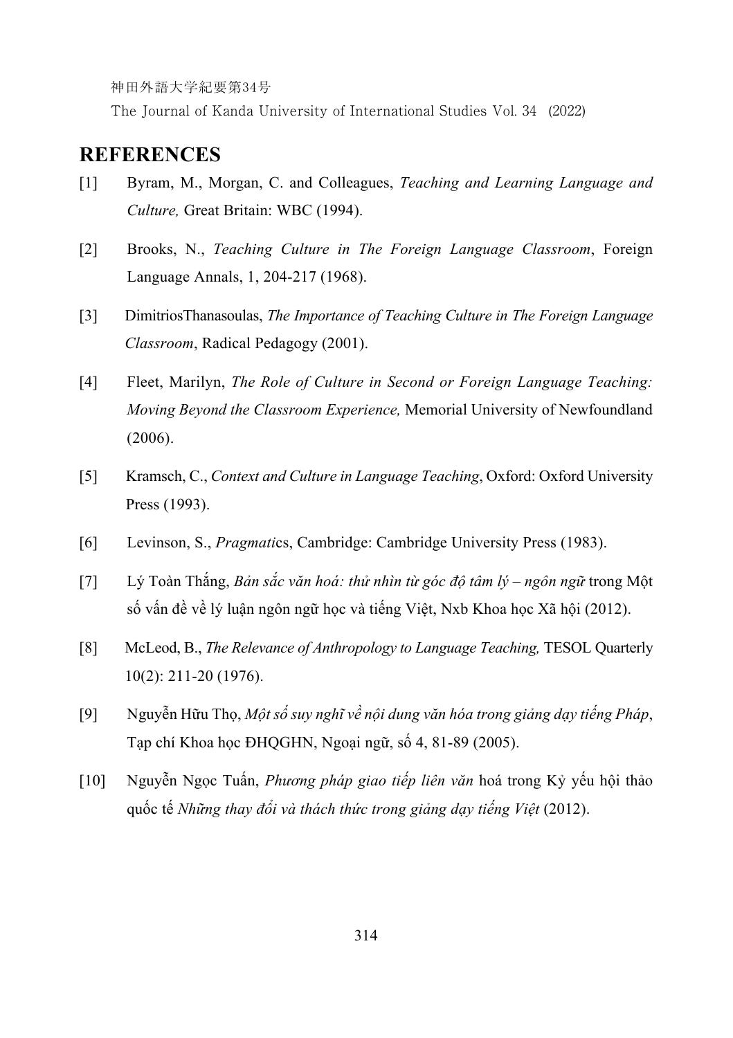## REFERENCES

[1] Byram, M., Morgan, C. and Colleagues, *Teaching and Learning Language and Culture,* Great Britain: WBC (1994).

[2] Brooks, N., *Teaching Culture in The Foreign Language Classroom*, Foreign Language Annals, 1, 204-217 (1968).

[3] DimitriosThanasoulas, *The Importance of Teaching Culture in The Foreign Language Classroom*, Radical Pedagogy (2001).

[4] Fleet, Marilyn, *The Role of Culture in Second or Foreign Language Teaching: Moving Beyond the Classroom Experience,* Memorial University of Newfoundland (2006).

[5] Kramsch, C., *Context and Culture in Language Teaching*, Oxford: Oxford University Press (1993).

[6] Levinson, S., *Pragmati*cs, Cambridge: Cambridge University Press (1983).

[7] Lý Toàn Thắng, *Bản sắc văn hoá: thử nhìn từ góc độ tâm lý – ngôn ngữ* trong Một số vấn đề về lý luận ngôn ngữ học và tiếng Việt, Nxb Khoa học Xã hội (2012).

[8] McLeod, B., *The Relevance of Anthropology to Language Teaching,* TESOL Quarterly 10(2): 211-20 (1976).

[9] Nguyễn Hữu Thọ, *Một số suy nghĩ về nội dung văn hóa trong giảng dạy tiếng Pháp*, Tạp chí Khoa học ĐHQGHN, Ngoại ngữ, số 4, 81-89 (2005).

[10] Nguyễn Ngọc Tuấn, *Phương pháp giao tiếp liên văn* hoá trong Kỷ yếu hội thảo quốc tế *Những thay đổi và thách thức trong giảng dạy tiếng Việt* (2012).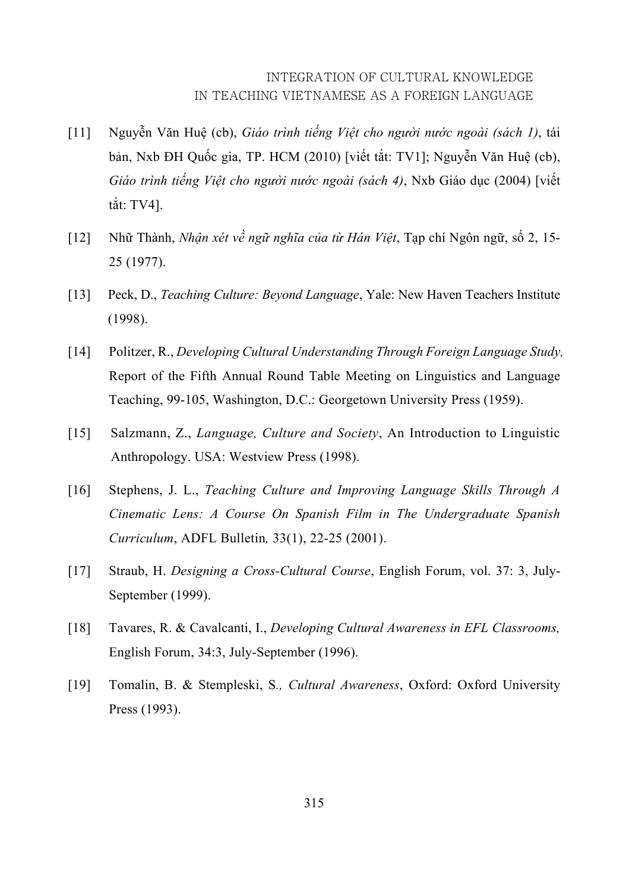[11] Nguyễn Văn Huệ (cb), *Giáo trình tiếng Việt cho người nước ngoài (sách 1)*, tái bản, Nxb ĐH Quốc gia, TP. HCM (2010) [viết tắt: TV1]; Nguyễn Văn Huệ (cb), *Giáo trình tiếng Việt cho người nước ngoài (sách 4)*, Nxb Giáo dục (2004) [viết tắt: TV4].

[12] Nhữ Thành, *Nhận xét về ngữ nghĩa của từ Hán Việt*, Tạp chí Ngôn ngữ, số 2, 15-25 (1977).

[13] Peck, D., *Teaching Culture: Beyond Language*, Yale: New Haven Teachers Institute (1998).

[14] Politzer, R., *Developing Cultural Understanding Through Foreign Language Study,* Report of the Fifth Annual Round Table Meeting on Linguistics and Language Teaching, 99-105, Washington, D.C.: Georgetown University Press (1959).

[15] Salzmann, Z., *Language, Culture and Society*, An Introduction to Linguistic Anthropology. USA: Westview Press (1998).

[16] Stephens, J. L., *Teaching Culture and Improving Language Skills Through A Cinematic Lens: A Course On Spanish Film in The Undergraduate Spanish Curriculum*, ADFL Bulletin*,* 33(1), 22-25 (2001).

[17] Straub, H. *Designing a Cross-Cultural Course*, English Forum, vol. 37: 3, July-September (1999).

[18] Tavares, R. & Cavalcanti, I., *Developing Cultural Awareness in EFL Classrooms,* English Forum, 34:3, July-September (1996).

[19] Tomalin, B. & Stempleski, S*., Cultural Awareness*, Oxford: Oxford University Press (1993).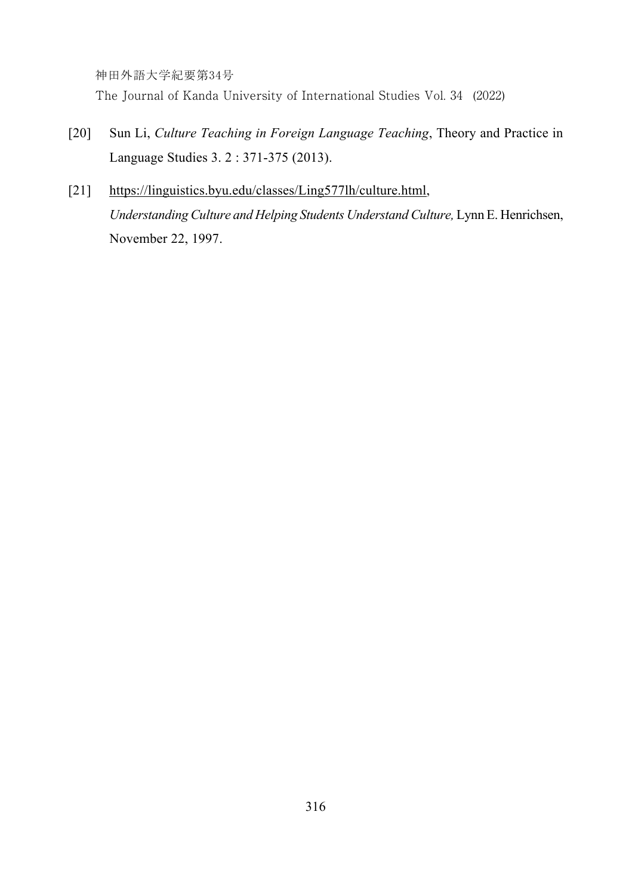[20] Sun Li, *Culture Teaching in Foreign Language Teaching*, Theory and Practice in Language Studies 3. 2 : 371-375 (2013).

[21] https://linguistics.byu.edu/classes/Ling577lh/culture.html, *Understanding Culture and Helping Students Understand Culture,* Lynn E. Henrichsen, November 22, 1997.